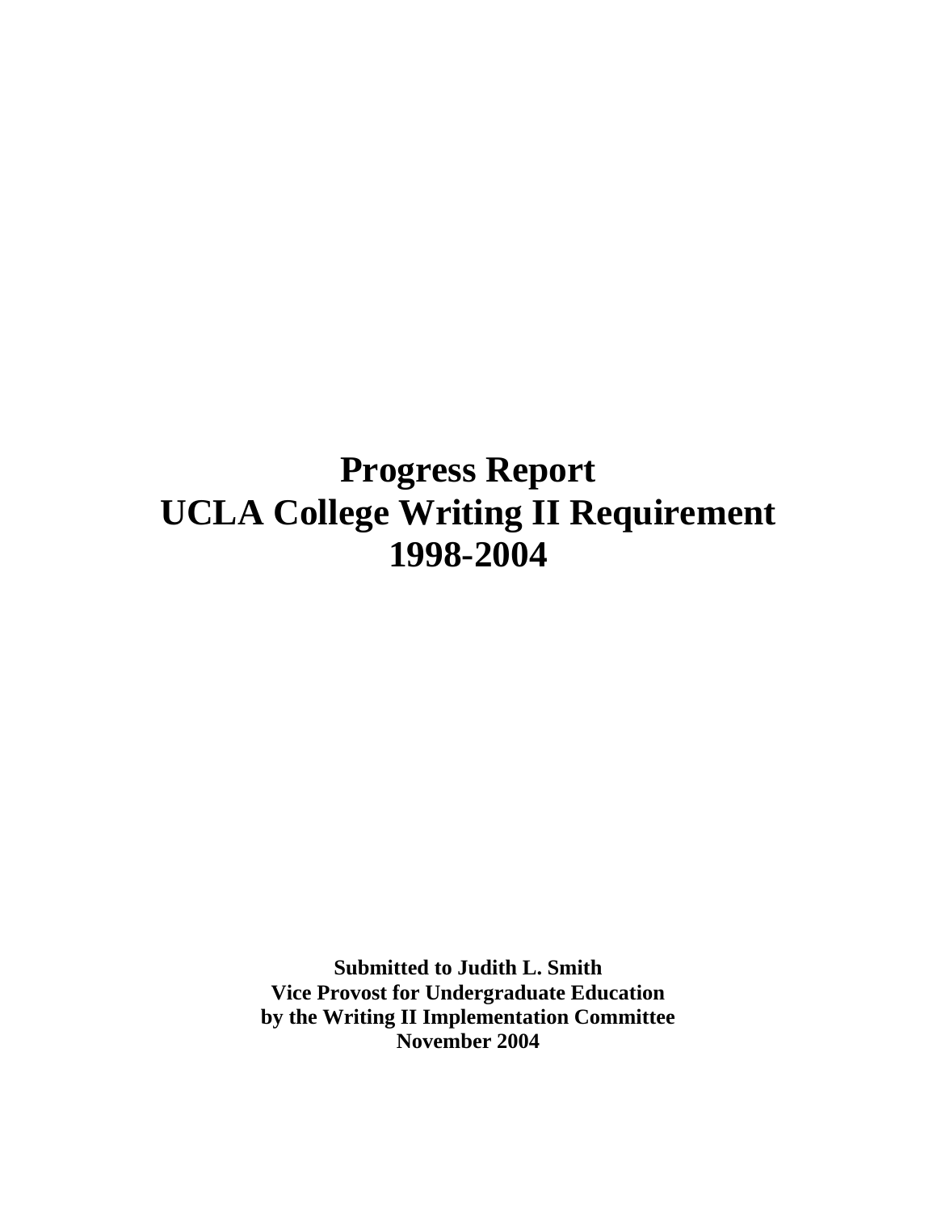# Progress Report
# UCLA College Writing II Requirement
# 1998-2004

**Submitted to Judith L. Smith**
**Vice Provost for Undergraduate Education**
**by the Writing II Implementation Committee**
**November 2004**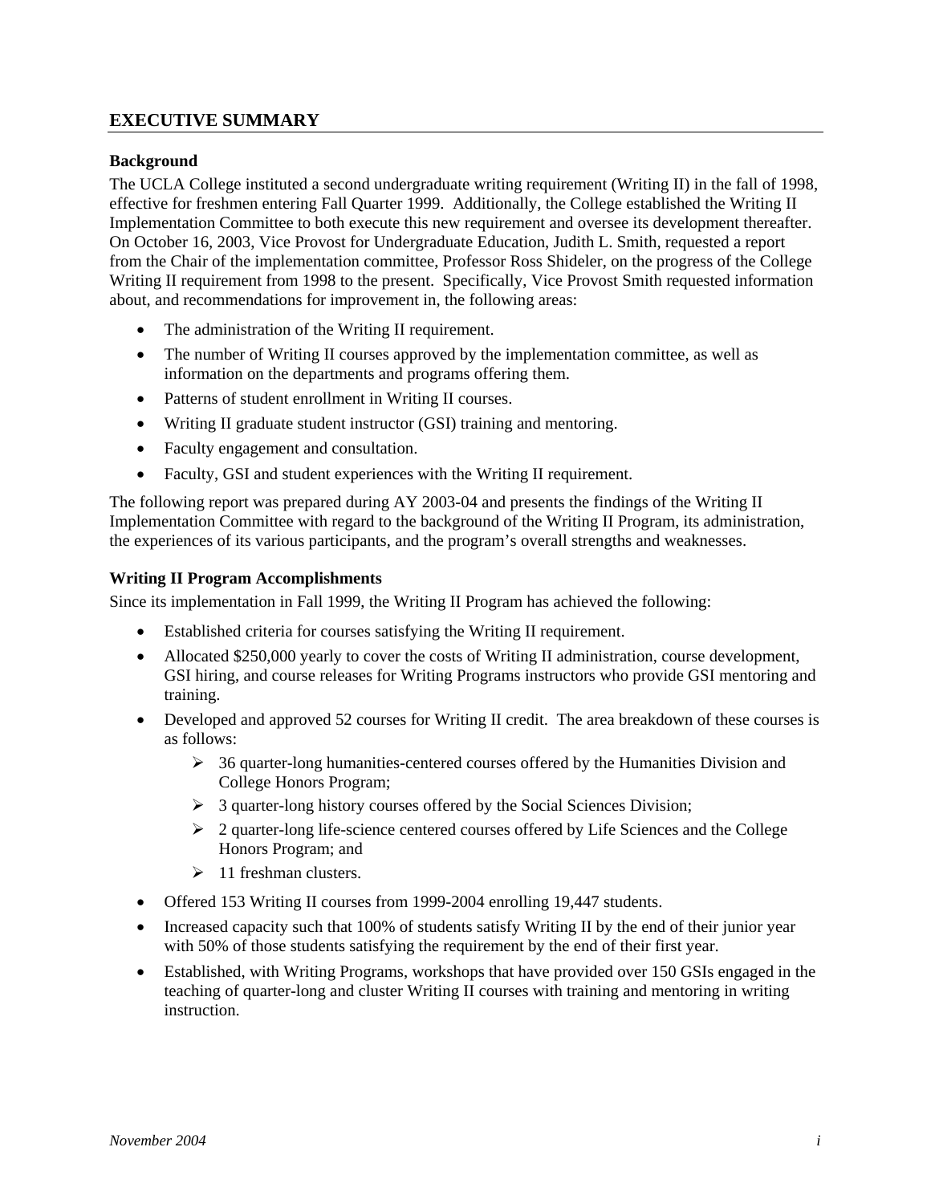# EXECUTIVE SUMMARY

### Background

The UCLA College instituted a second undergraduate writing requirement (Writing II) in the fall of 1998, effective for freshmen entering Fall Quarter 1999. Additionally, the College established the Writing II Implementation Committee to both execute this new requirement and oversee its development thereafter. On October 16, 2003, Vice Provost for Undergraduate Education, Judith L. Smith, requested a report from the Chair of the implementation committee, Professor Ross Shideler, on the progress of the College Writing II requirement from 1998 to the present. Specifically, Vice Provost Smith requested information about, and recommendations for improvement in, the following areas:

- The administration of the Writing II requirement.
- The number of Writing II courses approved by the implementation committee, as well as information on the departments and programs offering them.
- Patterns of student enrollment in Writing II courses.
- Writing II graduate student instructor (GSI) training and mentoring.
- Faculty engagement and consultation.
- Faculty, GSI and student experiences with the Writing II requirement.

The following report was prepared during AY 2003-04 and presents the findings of the Writing II Implementation Committee with regard to the background of the Writing II Program, its administration, the experiences of its various participants, and the program's overall strengths and weaknesses.

### Writing II Program Accomplishments

Since its implementation in Fall 1999, the Writing II Program has achieved the following:

- Established criteria for courses satisfying the Writing II requirement.
- Allocated $250,000 yearly to cover the costs of Writing II administration, course development, GSI hiring, and course releases for Writing Programs instructors who provide GSI mentoring and training.
- Developed and approved 52 courses for Writing II credit. The area breakdown of these courses is as follows:
  - 36 quarter-long humanities-centered courses offered by the Humanities Division and College Honors Program;
  - 3 quarter-long history courses offered by the Social Sciences Division;
  - 2 quarter-long life-science centered courses offered by Life Sciences and the College Honors Program; and
  - 11 freshman clusters.
- Offered 153 Writing II courses from 1999-2004 enrolling 19,447 students.
- Increased capacity such that 100% of students satisfy Writing II by the end of their junior year with 50% of those students satisfying the requirement by the end of their first year.
- Established, with Writing Programs, workshops that have provided over 150 GSIs engaged in the teaching of quarter-long and cluster Writing II courses with training and mentoring in writing instruction.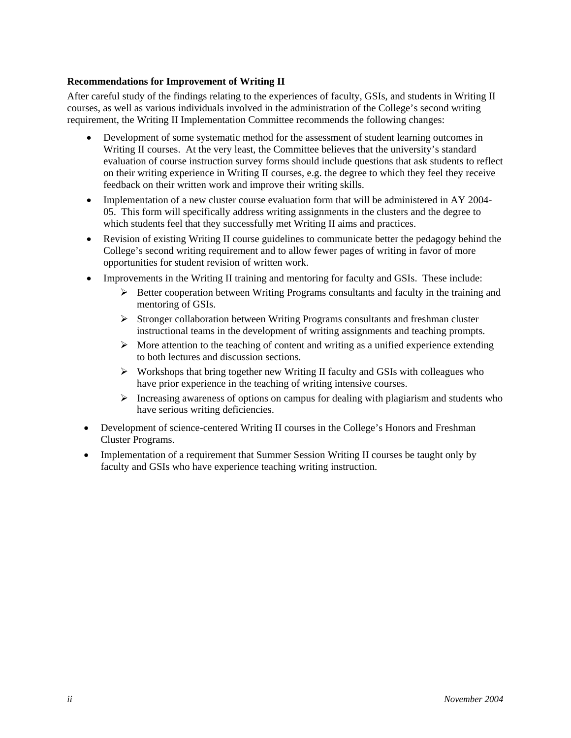**Recommendations for Improvement of Writing II**

After careful study of the findings relating to the experiences of faculty, GSIs, and students in Writing II courses, as well as various individuals involved in the administration of the College's second writing requirement, the Writing II Implementation Committee recommends the following changes:

- Development of some systematic method for the assessment of student learning outcomes in Writing II courses. At the very least, the Committee believes that the university's standard evaluation of course instruction survey forms should include questions that ask students to reflect on their writing experience in Writing II courses, e.g. the degree to which they feel they receive feedback on their written work and improve their writing skills.
- Implementation of a new cluster course evaluation form that will be administered in AY 2004-05. This form will specifically address writing assignments in the clusters and the degree to which students feel that they successfully met Writing II aims and practices.
- Revision of existing Writing II course guidelines to communicate better the pedagogy behind the College's second writing requirement and to allow fewer pages of writing in favor of more opportunities for student revision of written work.
- Improvements in the Writing II training and mentoring for faculty and GSIs. These include:
  - Better cooperation between Writing Programs consultants and faculty in the training and mentoring of GSIs.
  - Stronger collaboration between Writing Programs consultants and freshman cluster instructional teams in the development of writing assignments and teaching prompts.
  - More attention to the teaching of content and writing as a unified experience extending to both lectures and discussion sections.
  - Workshops that bring together new Writing II faculty and GSIs with colleagues who have prior experience in the teaching of writing intensive courses.
  - Increasing awareness of options on campus for dealing with plagiarism and students who have serious writing deficiencies.
- Development of science-centered Writing II courses in the College's Honors and Freshman Cluster Programs.
- Implementation of a requirement that Summer Session Writing II courses be taught only by faculty and GSIs who have experience teaching writing instruction.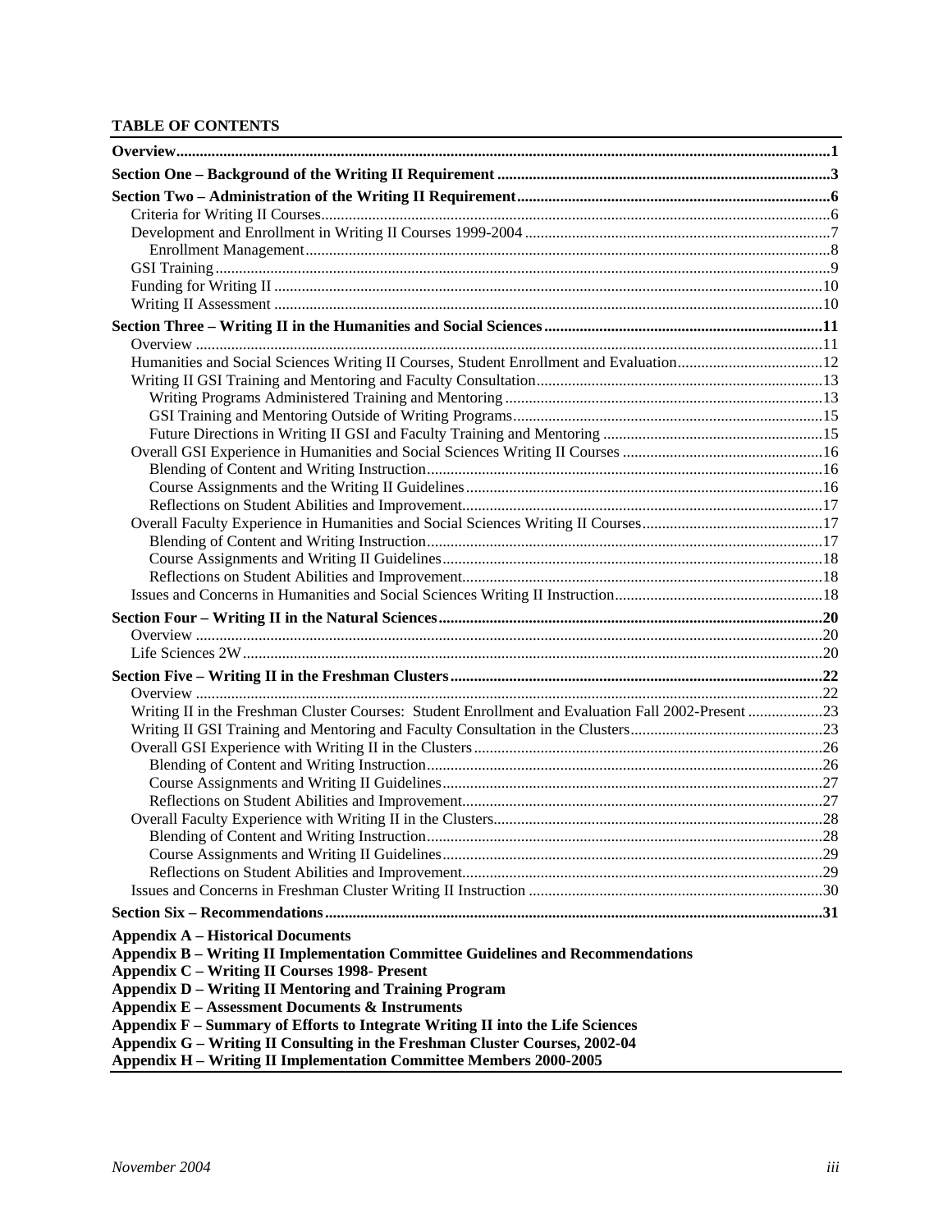**TABLE OF CONTENTS**

**Overview** .......... **1**

**Section One – Background of the Writing II Requirement** .......... **3**

**Section Two – Administration of the Writing II Requirement** .......... **6**

- Criteria for Writing II Courses .......... 6
- Development and Enrollment in Writing II Courses 1999-2004 .......... 7
  - Enrollment Management .......... 8
- GSI Training .......... 9
- Funding for Writing II .......... 10
- Writing II Assessment .......... 10

**Section Three – Writing II in the Humanities and Social Sciences** .......... **11**

- Overview .......... 11
- Humanities and Social Sciences Writing II Courses, Student Enrollment and Evaluation .......... 12
- Writing II GSI Training and Mentoring and Faculty Consultation .......... 13
  - Writing Programs Administered Training and Mentoring .......... 13
  - GSI Training and Mentoring Outside of Writing Programs .......... 15
  - Future Directions in Writing II GSI and Faculty Training and Mentoring .......... 15
- Overall GSI Experience in Humanities and Social Sciences Writing II Courses .......... 16
  - Blending of Content and Writing Instruction .......... 16
  - Course Assignments and the Writing II Guidelines .......... 16
  - Reflections on Student Abilities and Improvement .......... 17
- Overall Faculty Experience in Humanities and Social Sciences Writing II Courses .......... 17
  - Blending of Content and Writing Instruction .......... 17
  - Course Assignments and Writing II Guidelines .......... 18
  - Reflections on Student Abilities and Improvement .......... 18
- Issues and Concerns in Humanities and Social Sciences Writing II Instruction .......... 18

**Section Four – Writing II in the Natural Sciences** .......... **20**

- Overview .......... 20
- Life Sciences 2W .......... 20

**Section Five – Writing II in the Freshman Clusters** .......... **22**

- Overview .......... 22
- Writing II in the Freshman Cluster Courses: Student Enrollment and Evaluation Fall 2002-Present .......... 23
- Writing II GSI Training and Mentoring and Faculty Consultation in the Clusters .......... 23
- Overall GSI Experience with Writing II in the Clusters .......... 26
  - Blending of Content and Writing Instruction .......... 26
  - Course Assignments and Writing II Guidelines .......... 27
  - Reflections on Student Abilities and Improvement .......... 27
- Overall Faculty Experience with Writing II in the Clusters .......... 28
  - Blending of Content and Writing Instruction .......... 28
  - Course Assignments and Writing II Guidelines .......... 29
  - Reflections on Student Abilities and Improvement .......... 29
- Issues and Concerns in Freshman Cluster Writing II Instruction .......... 30

**Section Six – Recommendations** .......... **31**

**Appendix A – Historical Documents**
**Appendix B – Writing II Implementation Committee Guidelines and Recommendations**
**Appendix C – Writing II Courses 1998- Present**
**Appendix D – Writing II Mentoring and Training Program**
**Appendix E – Assessment Documents & Instruments**
**Appendix F – Summary of Efforts to Integrate Writing II into the Life Sciences**
**Appendix G – Writing II Consulting in the Freshman Cluster Courses, 2002-04**
**Appendix H – Writing II Implementation Committee Members 2000-2005**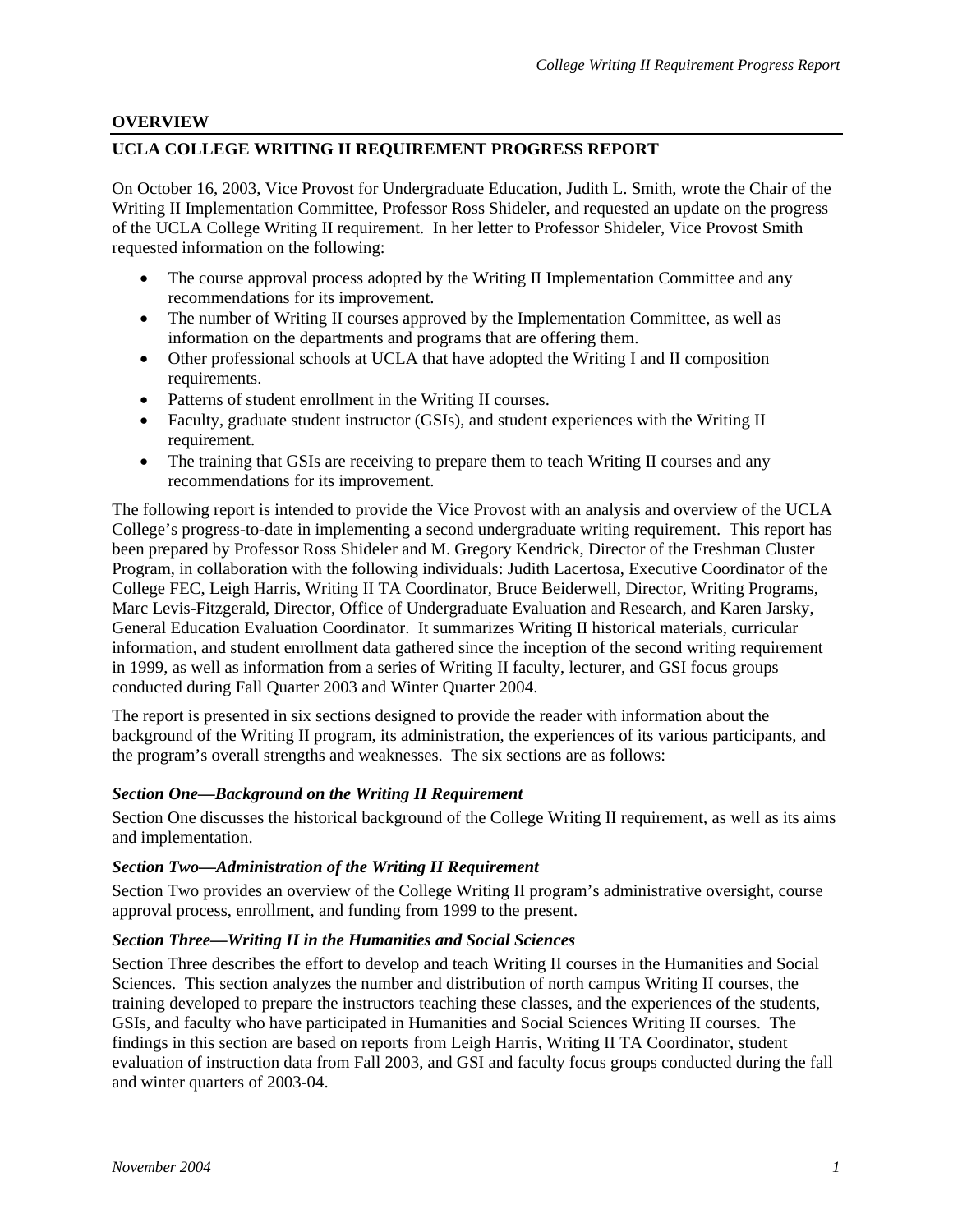## OVERVIEW

## UCLA COLLEGE WRITING II REQUIREMENT PROGRESS REPORT

On October 16, 2003, Vice Provost for Undergraduate Education, Judith L. Smith, wrote the Chair of the Writing II Implementation Committee, Professor Ross Shideler, and requested an update on the progress of the UCLA College Writing II requirement. In her letter to Professor Shideler, Vice Provost Smith requested information on the following:

- The course approval process adopted by the Writing II Implementation Committee and any recommendations for its improvement.
- The number of Writing II courses approved by the Implementation Committee, as well as information on the departments and programs that are offering them.
- Other professional schools at UCLA that have adopted the Writing I and II composition requirements.
- Patterns of student enrollment in the Writing II courses.
- Faculty, graduate student instructor (GSIs), and student experiences with the Writing II requirement.
- The training that GSIs are receiving to prepare them to teach Writing II courses and any recommendations for its improvement.

The following report is intended to provide the Vice Provost with an analysis and overview of the UCLA College's progress-to-date in implementing a second undergraduate writing requirement. This report has been prepared by Professor Ross Shideler and M. Gregory Kendrick, Director of the Freshman Cluster Program, in collaboration with the following individuals: Judith Lacertosa, Executive Coordinator of the College FEC, Leigh Harris, Writing II TA Coordinator, Bruce Beiderwell, Director, Writing Programs, Marc Levis-Fitzgerald, Director, Office of Undergraduate Evaluation and Research, and Karen Jarsky, General Education Evaluation Coordinator. It summarizes Writing II historical materials, curricular information, and student enrollment data gathered since the inception of the second writing requirement in 1999, as well as information from a series of Writing II faculty, lecturer, and GSI focus groups conducted during Fall Quarter 2003 and Winter Quarter 2004.

The report is presented in six sections designed to provide the reader with information about the background of the Writing II program, its administration, the experiences of its various participants, and the program's overall strengths and weaknesses. The six sections are as follows:

### *Section One—Background on the Writing II Requirement*

Section One discusses the historical background of the College Writing II requirement, as well as its aims and implementation.

### *Section Two—Administration of the Writing II Requirement*

Section Two provides an overview of the College Writing II program's administrative oversight, course approval process, enrollment, and funding from 1999 to the present.

### *Section Three—Writing II in the Humanities and Social Sciences*

Section Three describes the effort to develop and teach Writing II courses in the Humanities and Social Sciences. This section analyzes the number and distribution of north campus Writing II courses, the training developed to prepare the instructors teaching these classes, and the experiences of the students, GSIs, and faculty who have participated in Humanities and Social Sciences Writing II courses. The findings in this section are based on reports from Leigh Harris, Writing II TA Coordinator, student evaluation of instruction data from Fall 2003, and GSI and faculty focus groups conducted during the fall and winter quarters of 2003-04.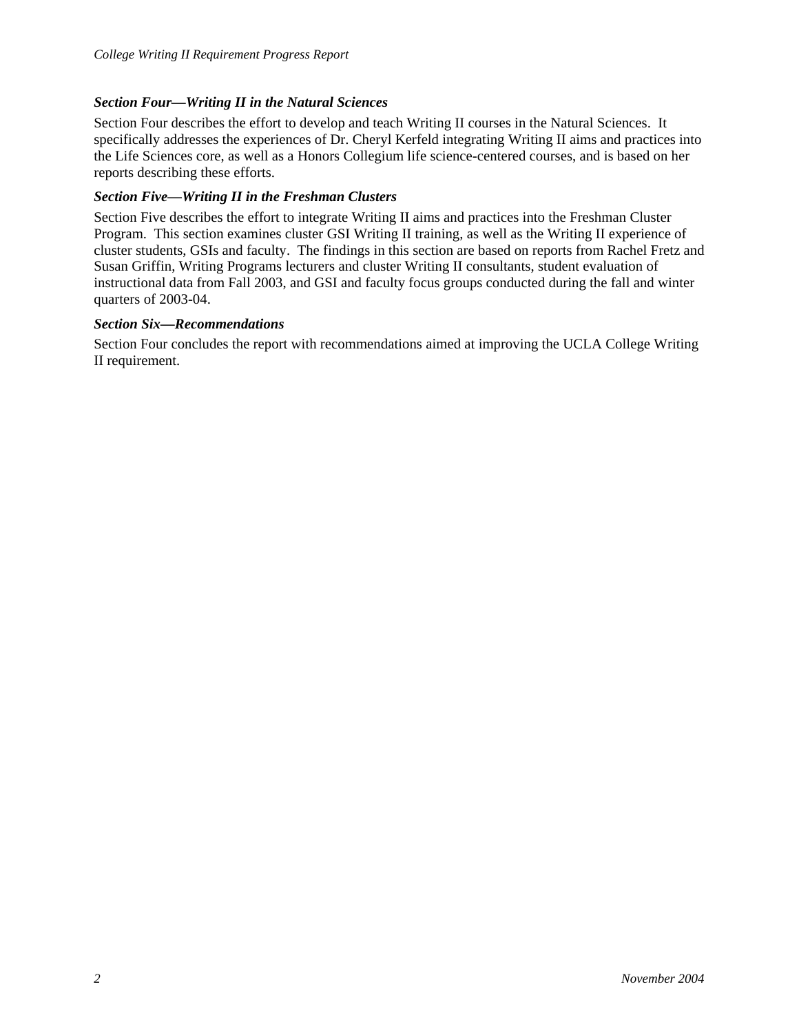***Section Four—Writing II in the Natural Sciences***

Section Four describes the effort to develop and teach Writing II courses in the Natural Sciences. It specifically addresses the experiences of Dr. Cheryl Kerfeld integrating Writing II aims and practices into the Life Sciences core, as well as a Honors Collegium life science-centered courses, and is based on her reports describing these efforts.

***Section Five—Writing II in the Freshman Clusters***

Section Five describes the effort to integrate Writing II aims and practices into the Freshman Cluster Program. This section examines cluster GSI Writing II training, as well as the Writing II experience of cluster students, GSIs and faculty. The findings in this section are based on reports from Rachel Fretz and Susan Griffin, Writing Programs lecturers and cluster Writing II consultants, student evaluation of instructional data from Fall 2003, and GSI and faculty focus groups conducted during the fall and winter quarters of 2003-04.

***Section Six—Recommendations***

Section Four concludes the report with recommendations aimed at improving the UCLA College Writing II requirement.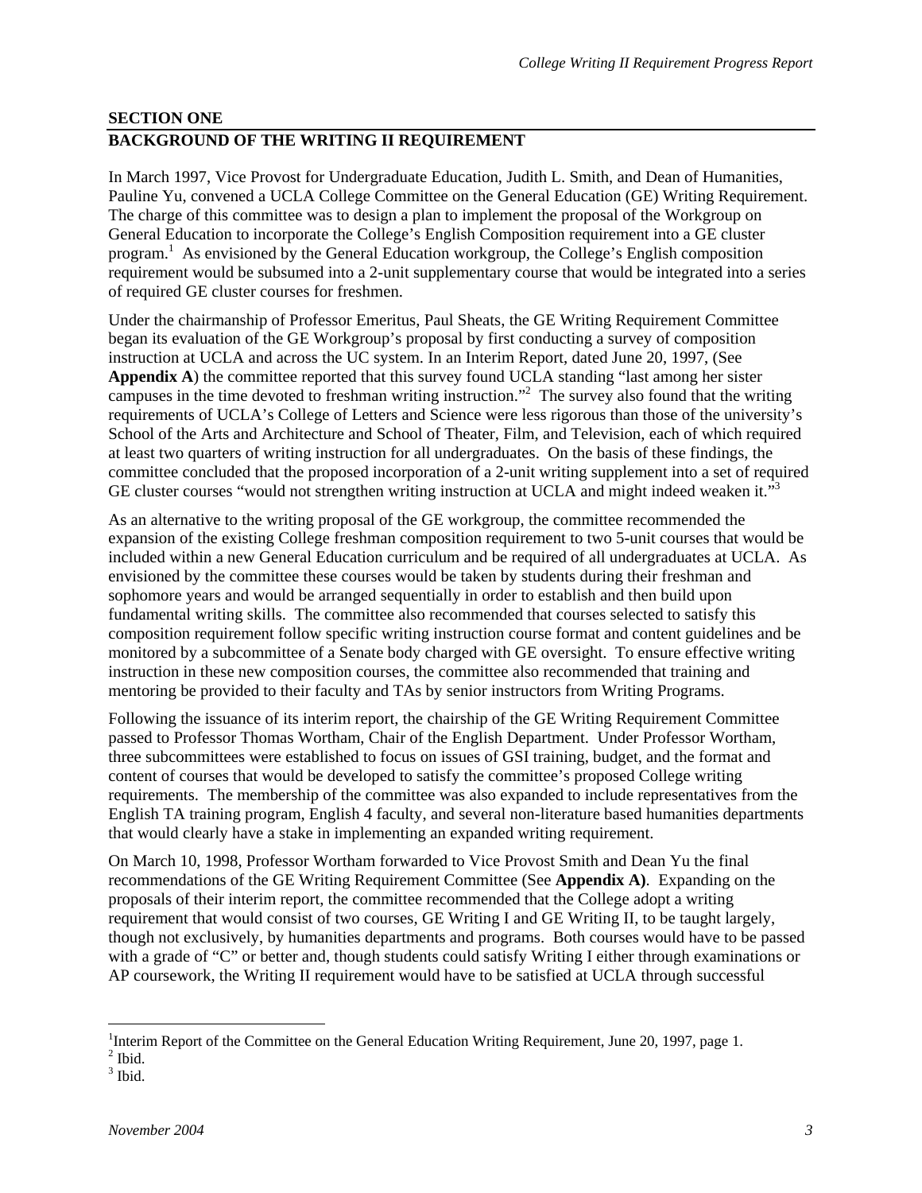## SECTION ONE
## BACKGROUND OF THE WRITING II REQUIREMENT

In March 1997, Vice Provost for Undergraduate Education, Judith L. Smith, and Dean of Humanities, Pauline Yu, convened a UCLA College Committee on the General Education (GE) Writing Requirement. The charge of this committee was to design a plan to implement the proposal of the Workgroup on General Education to incorporate the College's English Composition requirement into a GE cluster program.[1] As envisioned by the General Education workgroup, the College's English composition requirement would be subsumed into a 2-unit supplementary course that would be integrated into a series of required GE cluster courses for freshmen.

Under the chairmanship of Professor Emeritus, Paul Sheats, the GE Writing Requirement Committee began its evaluation of the GE Workgroup's proposal by first conducting a survey of composition instruction at UCLA and across the UC system. In an Interim Report, dated June 20, 1997, (See **Appendix A**) the committee reported that this survey found UCLA standing "last among her sister campuses in the time devoted to freshman writing instruction."[2] The survey also found that the writing requirements of UCLA's College of Letters and Science were less rigorous than those of the university's School of the Arts and Architecture and School of Theater, Film, and Television, each of which required at least two quarters of writing instruction for all undergraduates. On the basis of these findings, the committee concluded that the proposed incorporation of a 2-unit writing supplement into a set of required GE cluster courses "would not strengthen writing instruction at UCLA and might indeed weaken it."[3]

As an alternative to the writing proposal of the GE workgroup, the committee recommended the expansion of the existing College freshman composition requirement to two 5-unit courses that would be included within a new General Education curriculum and be required of all undergraduates at UCLA. As envisioned by the committee these courses would be taken by students during their freshman and sophomore years and would be arranged sequentially in order to establish and then build upon fundamental writing skills. The committee also recommended that courses selected to satisfy this composition requirement follow specific writing instruction course format and content guidelines and be monitored by a subcommittee of a Senate body charged with GE oversight. To ensure effective writing instruction in these new composition courses, the committee also recommended that training and mentoring be provided to their faculty and TAs by senior instructors from Writing Programs.

Following the issuance of its interim report, the chairship of the GE Writing Requirement Committee passed to Professor Thomas Wortham, Chair of the English Department. Under Professor Wortham, three subcommittees were established to focus on issues of GSI training, budget, and the format and content of courses that would be developed to satisfy the committee's proposed College writing requirements. The membership of the committee was also expanded to include representatives from the English TA training program, English 4 faculty, and several non-literature based humanities departments that would clearly have a stake in implementing an expanded writing requirement.

On March 10, 1998, Professor Wortham forwarded to Vice Provost Smith and Dean Yu the final recommendations of the GE Writing Requirement Committee (See **Appendix A)**. Expanding on the proposals of their interim report, the committee recommended that the College adopt a writing requirement that would consist of two courses, GE Writing I and GE Writing II, to be taught largely, though not exclusively, by humanities departments and programs. Both courses would have to be passed with a grade of "C" or better and, though students could satisfy Writing I either through examinations or AP coursework, the Writing II requirement would have to be satisfied at UCLA through successful

[1] Interim Report of the Committee on the General Education Writing Requirement, June 20, 1997, page 1.
[2] Ibid.
[3] Ibid.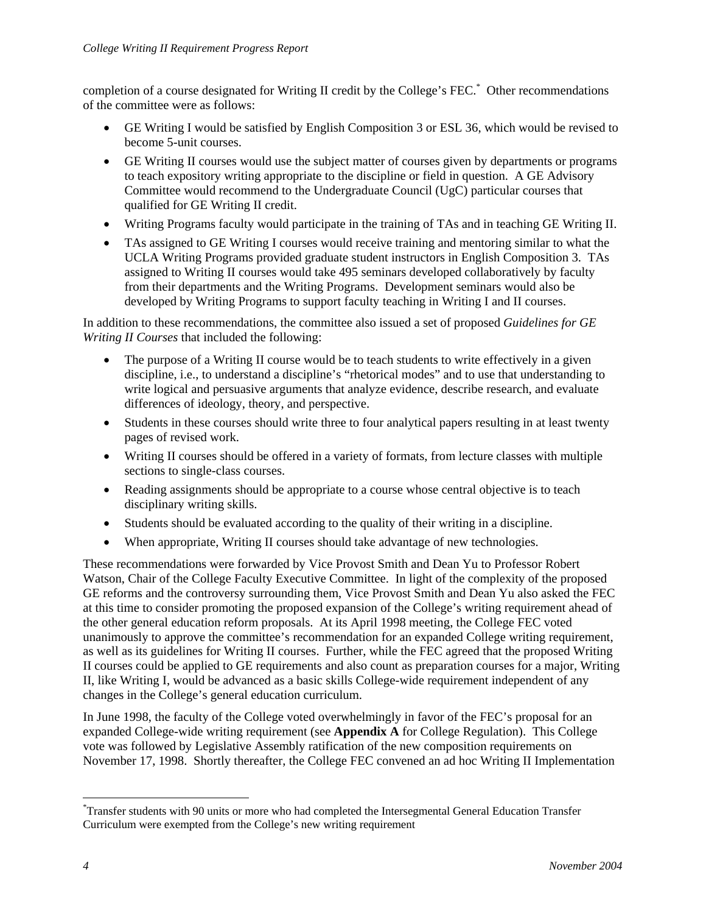completion of a course designated for Writing II credit by the College's FEC.* Other recommendations of the committee were as follows:

- GE Writing I would be satisfied by English Composition 3 or ESL 36, which would be revised to become 5-unit courses.
- GE Writing II courses would use the subject matter of courses given by departments or programs to teach expository writing appropriate to the discipline or field in question. A GE Advisory Committee would recommend to the Undergraduate Council (UgC) particular courses that qualified for GE Writing II credit.
- Writing Programs faculty would participate in the training of TAs and in teaching GE Writing II.
- TAs assigned to GE Writing I courses would receive training and mentoring similar to what the UCLA Writing Programs provided graduate student instructors in English Composition 3. TAs assigned to Writing II courses would take 495 seminars developed collaboratively by faculty from their departments and the Writing Programs. Development seminars would also be developed by Writing Programs to support faculty teaching in Writing I and II courses.

In addition to these recommendations, the committee also issued a set of proposed *Guidelines for GE Writing II Courses* that included the following:

- The purpose of a Writing II course would be to teach students to write effectively in a given discipline, i.e., to understand a discipline's "rhetorical modes" and to use that understanding to write logical and persuasive arguments that analyze evidence, describe research, and evaluate differences of ideology, theory, and perspective.
- Students in these courses should write three to four analytical papers resulting in at least twenty pages of revised work.
- Writing II courses should be offered in a variety of formats, from lecture classes with multiple sections to single-class courses.
- Reading assignments should be appropriate to a course whose central objective is to teach disciplinary writing skills.
- Students should be evaluated according to the quality of their writing in a discipline.
- When appropriate, Writing II courses should take advantage of new technologies.

These recommendations were forwarded by Vice Provost Smith and Dean Yu to Professor Robert Watson, Chair of the College Faculty Executive Committee. In light of the complexity of the proposed GE reforms and the controversy surrounding them, Vice Provost Smith and Dean Yu also asked the FEC at this time to consider promoting the proposed expansion of the College's writing requirement ahead of the other general education reform proposals. At its April 1998 meeting, the College FEC voted unanimously to approve the committee's recommendation for an expanded College writing requirement, as well as its guidelines for Writing II courses. Further, while the FEC agreed that the proposed Writing II courses could be applied to GE requirements and also count as preparation courses for a major, Writing II, like Writing I, would be advanced as a basic skills College-wide requirement independent of any changes in the College's general education curriculum.

In June 1998, the faculty of the College voted overwhelmingly in favor of the FEC's proposal for an expanded College-wide writing requirement (see **Appendix A** for College Regulation). This College vote was followed by Legislative Assembly ratification of the new composition requirements on November 17, 1998. Shortly thereafter, the College FEC convened an ad hoc Writing II Implementation

---

*Transfer students with 90 units or more who had completed the Intersegmental General Education Transfer Curriculum were exempted from the College's new writing requirement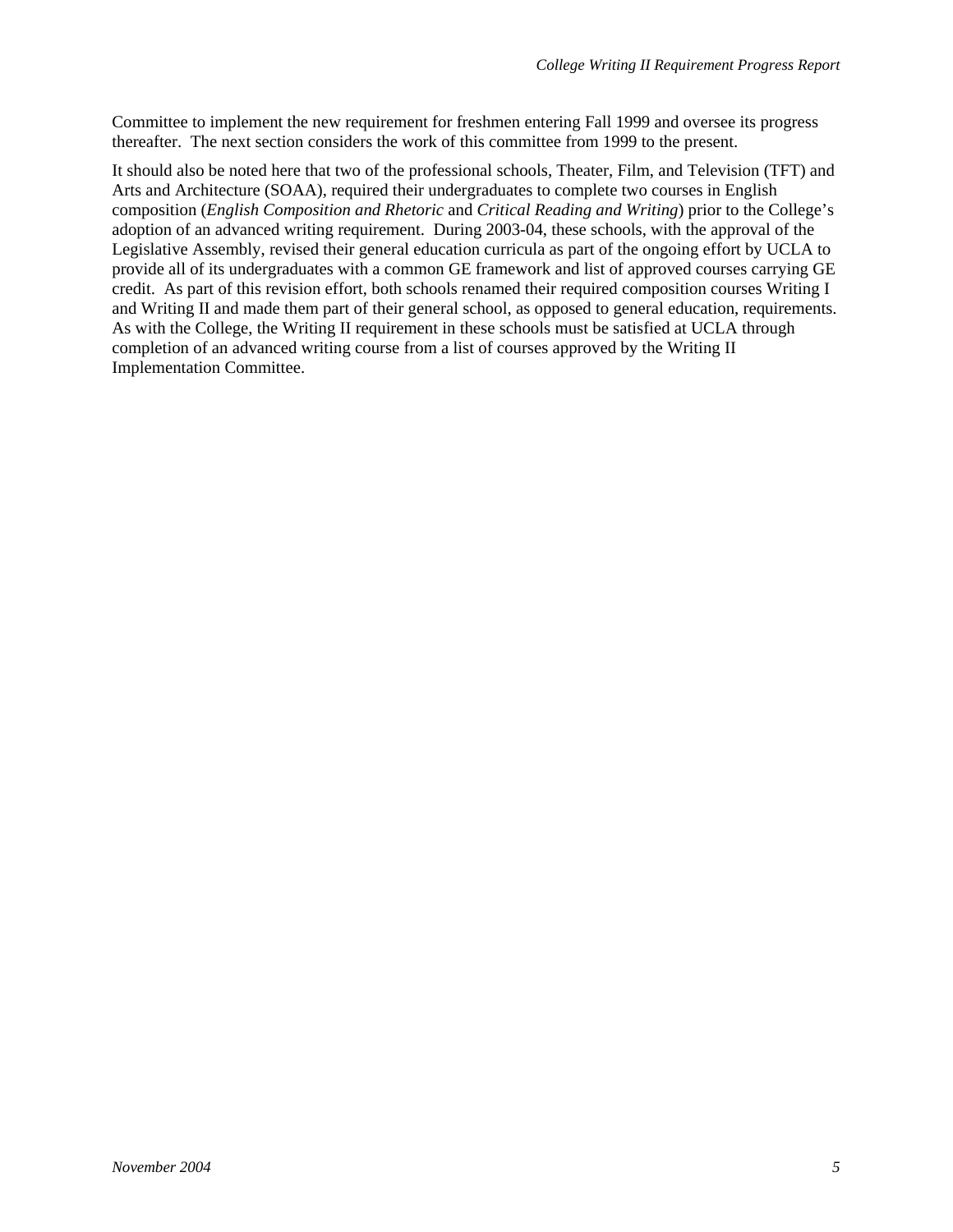Committee to implement the new requirement for freshmen entering Fall 1999 and oversee its progress thereafter. The next section considers the work of this committee from 1999 to the present.

It should also be noted here that two of the professional schools, Theater, Film, and Television (TFT) and Arts and Architecture (SOAA), required their undergraduates to complete two courses in English composition (*English Composition and Rhetoric* and *Critical Reading and Writing*) prior to the College's adoption of an advanced writing requirement. During 2003-04, these schools, with the approval of the Legislative Assembly, revised their general education curricula as part of the ongoing effort by UCLA to provide all of its undergraduates with a common GE framework and list of approved courses carrying GE credit. As part of this revision effort, both schools renamed their required composition courses Writing I and Writing II and made them part of their general school, as opposed to general education, requirements. As with the College, the Writing II requirement in these schools must be satisfied at UCLA through completion of an advanced writing course from a list of courses approved by the Writing II Implementation Committee.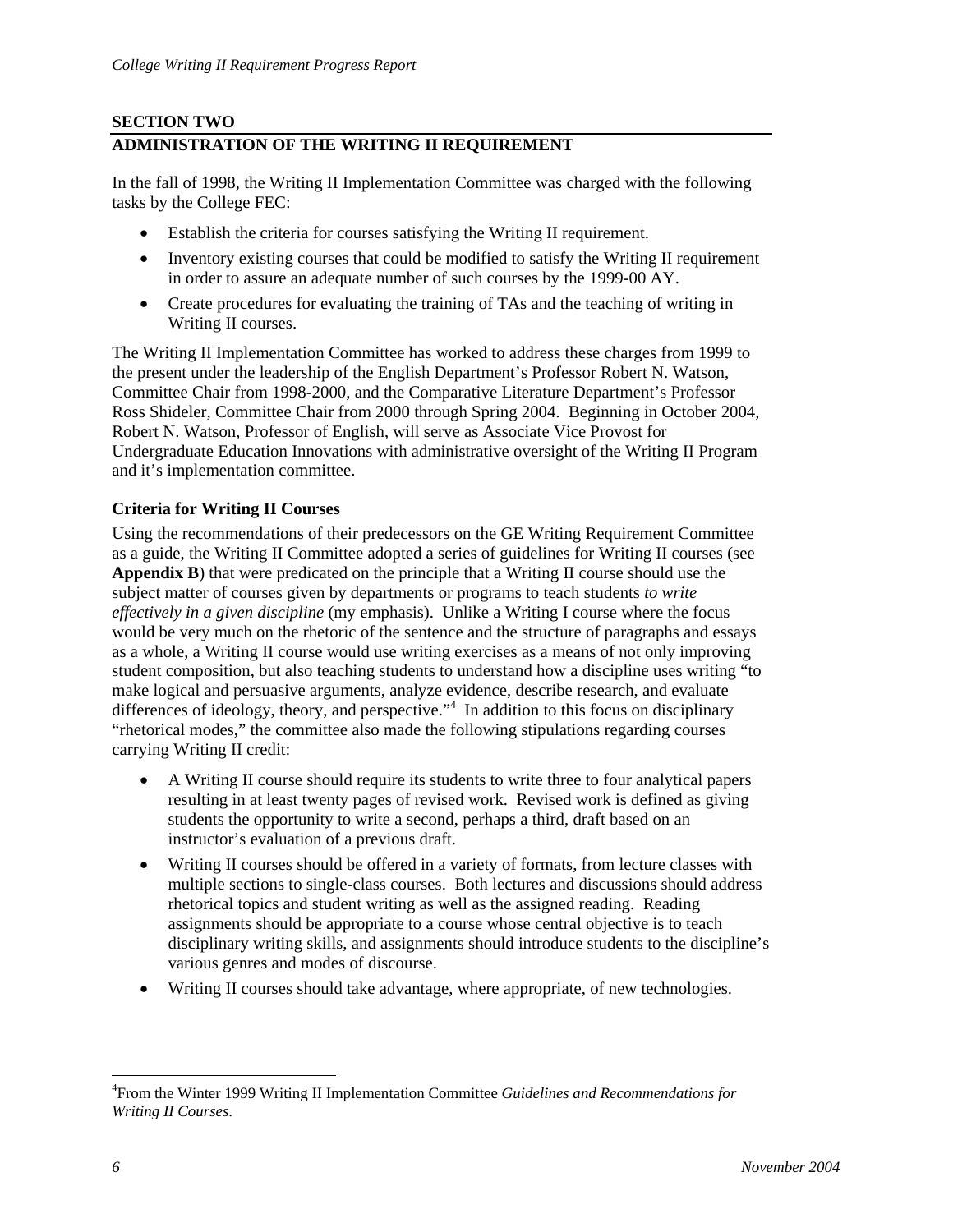## SECTION TWO
## ADMINISTRATION OF THE WRITING II REQUIREMENT

In the fall of 1998, the Writing II Implementation Committee was charged with the following tasks by the College FEC:

- Establish the criteria for courses satisfying the Writing II requirement.
- Inventory existing courses that could be modified to satisfy the Writing II requirement in order to assure an adequate number of such courses by the 1999-00 AY.
- Create procedures for evaluating the training of TAs and the teaching of writing in Writing II courses.

The Writing II Implementation Committee has worked to address these charges from 1999 to the present under the leadership of the English Department's Professor Robert N. Watson, Committee Chair from 1998-2000, and the Comparative Literature Department's Professor Ross Shideler, Committee Chair from 2000 through Spring 2004. Beginning in October 2004, Robert N. Watson, Professor of English, will serve as Associate Vice Provost for Undergraduate Education Innovations with administrative oversight of the Writing II Program and it's implementation committee.

### Criteria for Writing II Courses

Using the recommendations of their predecessors on the GE Writing Requirement Committee as a guide, the Writing II Committee adopted a series of guidelines for Writing II courses (see **Appendix B**) that were predicated on the principle that a Writing II course should use the subject matter of courses given by departments or programs to teach students *to write effectively in a given discipline* (my emphasis). Unlike a Writing I course where the focus would be very much on the rhetoric of the sentence and the structure of paragraphs and essays as a whole, a Writing II course would use writing exercises as a means of not only improving student composition, but also teaching students to understand how a discipline uses writing "to make logical and persuasive arguments, analyze evidence, describe research, and evaluate differences of ideology, theory, and perspective."[4] In addition to this focus on disciplinary "rhetorical modes," the committee also made the following stipulations regarding courses carrying Writing II credit:

- A Writing II course should require its students to write three to four analytical papers resulting in at least twenty pages of revised work. Revised work is defined as giving students the opportunity to write a second, perhaps a third, draft based on an instructor's evaluation of a previous draft.
- Writing II courses should be offered in a variety of formats, from lecture classes with multiple sections to single-class courses. Both lectures and discussions should address rhetorical topics and student writing as well as the assigned reading. Reading assignments should be appropriate to a course whose central objective is to teach disciplinary writing skills, and assignments should introduce students to the discipline's various genres and modes of discourse.
- Writing II courses should take advantage, where appropriate, of new technologies.

---

[4] From the Winter 1999 Writing II Implementation Committee *Guidelines and Recommendations for Writing II Courses*.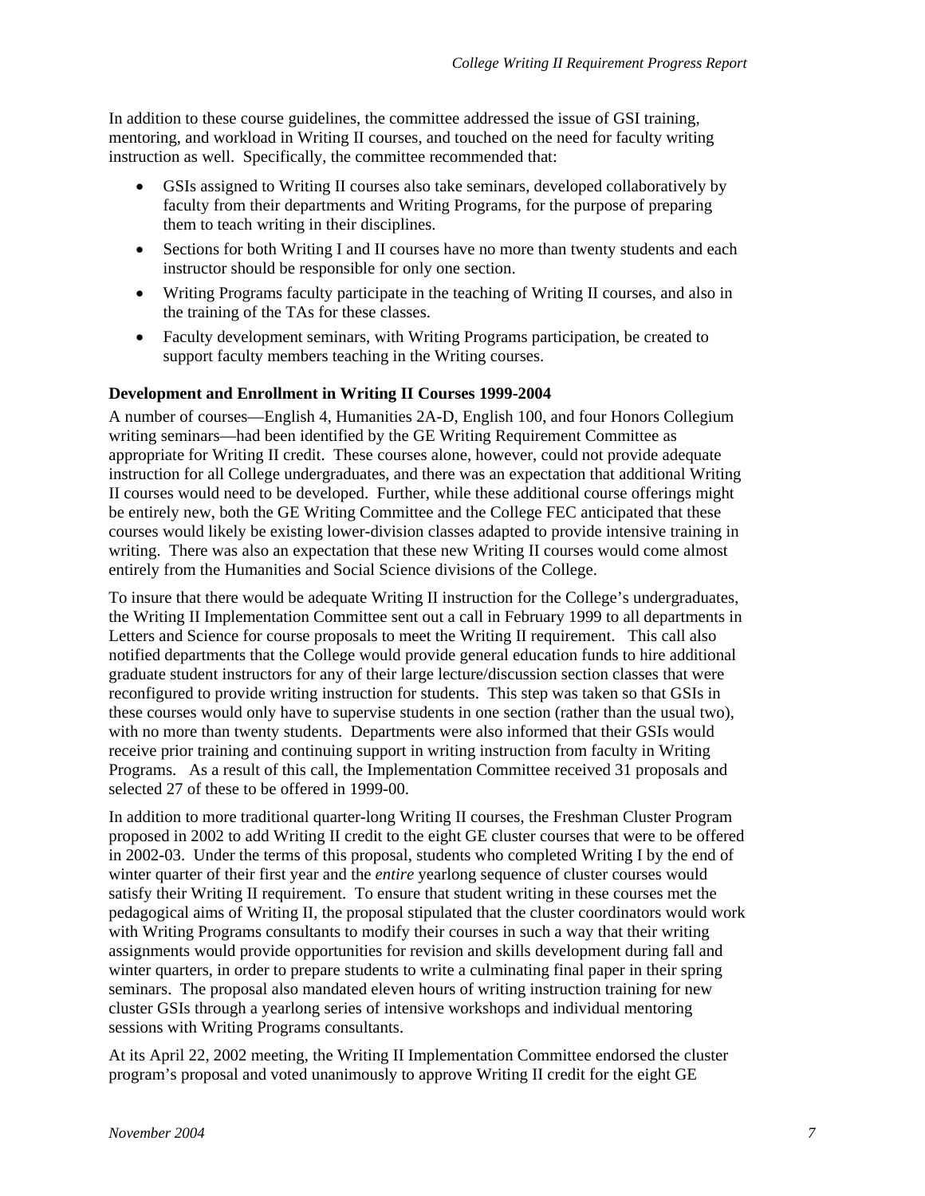In addition to these course guidelines, the committee addressed the issue of GSI training, mentoring, and workload in Writing II courses, and touched on the need for faculty writing instruction as well. Specifically, the committee recommended that:

- GSIs assigned to Writing II courses also take seminars, developed collaboratively by faculty from their departments and Writing Programs, for the purpose of preparing them to teach writing in their disciplines.
- Sections for both Writing I and II courses have no more than twenty students and each instructor should be responsible for only one section.
- Writing Programs faculty participate in the teaching of Writing II courses, and also in the training of the TAs for these classes.
- Faculty development seminars, with Writing Programs participation, be created to support faculty members teaching in the Writing courses.

**Development and Enrollment in Writing II Courses 1999-2004**

A number of courses—English 4, Humanities 2A-D, English 100, and four Honors Collegium writing seminars—had been identified by the GE Writing Requirement Committee as appropriate for Writing II credit. These courses alone, however, could not provide adequate instruction for all College undergraduates, and there was an expectation that additional Writing II courses would need to be developed. Further, while these additional course offerings might be entirely new, both the GE Writing Committee and the College FEC anticipated that these courses would likely be existing lower-division classes adapted to provide intensive training in writing. There was also an expectation that these new Writing II courses would come almost entirely from the Humanities and Social Science divisions of the College.

To insure that there would be adequate Writing II instruction for the College's undergraduates, the Writing II Implementation Committee sent out a call in February 1999 to all departments in Letters and Science for course proposals to meet the Writing II requirement. This call also notified departments that the College would provide general education funds to hire additional graduate student instructors for any of their large lecture/discussion section classes that were reconfigured to provide writing instruction for students. This step was taken so that GSIs in these courses would only have to supervise students in one section (rather than the usual two), with no more than twenty students. Departments were also informed that their GSIs would receive prior training and continuing support in writing instruction from faculty in Writing Programs. As a result of this call, the Implementation Committee received 31 proposals and selected 27 of these to be offered in 1999-00.

In addition to more traditional quarter-long Writing II courses, the Freshman Cluster Program proposed in 2002 to add Writing II credit to the eight GE cluster courses that were to be offered in 2002-03. Under the terms of this proposal, students who completed Writing I by the end of winter quarter of their first year and the *entire* yearlong sequence of cluster courses would satisfy their Writing II requirement. To ensure that student writing in these courses met the pedagogical aims of Writing II, the proposal stipulated that the cluster coordinators would work with Writing Programs consultants to modify their courses in such a way that their writing assignments would provide opportunities for revision and skills development during fall and winter quarters, in order to prepare students to write a culminating final paper in their spring seminars. The proposal also mandated eleven hours of writing instruction training for new cluster GSIs through a yearlong series of intensive workshops and individual mentoring sessions with Writing Programs consultants.

At its April 22, 2002 meeting, the Writing II Implementation Committee endorsed the cluster program's proposal and voted unanimously to approve Writing II credit for the eight GE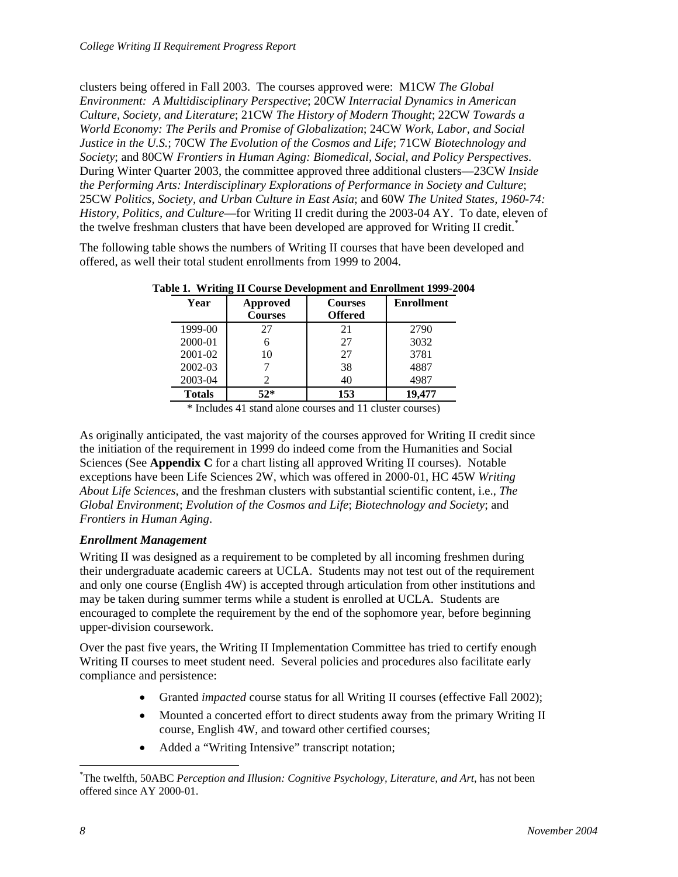clusters being offered in Fall 2003. The courses approved were: M1CW *The Global Environment: A Multidisciplinary Perspective*; 20CW *Interracial Dynamics in American Culture, Society, and Literature*; 21CW *The History of Modern Thought*; 22CW *Towards a World Economy: The Perils and Promise of Globalization*; 24CW *Work, Labor, and Social Justice in the U.S.*; 70CW *The Evolution of the Cosmos and Life*; 71CW *Biotechnology and Society*; and 80CW *Frontiers in Human Aging: Biomedical, Social, and Policy Perspectives*. During Winter Quarter 2003, the committee approved three additional clusters—23CW *Inside the Performing Arts: Interdisciplinary Explorations of Performance in Society and Culture*; 25CW *Politics, Society, and Urban Culture in East Asia*; and 60W *The United States, 1960-74: History, Politics, and Culture*—for Writing II credit during the 2003-04 AY. To date, eleven of the twelve freshman clusters that have been developed are approved for Writing II credit.*

The following table shows the numbers of Writing II courses that have been developed and offered, as well their total student enrollments from 1999 to 2004.

**Table 1. Writing II Course Development and Enrollment 1999-2004**

| Year | Approved Courses | Courses Offered | Enrollment |
|---|---|---|---|
| 1999-00 | 27 | 21 | 2790 |
| 2000-01 | 6 | 27 | 3032 |
| 2001-02 | 10 | 27 | 3781 |
| 2002-03 | 7 | 38 | 4887 |
| 2003-04 | 2 | 40 | 4987 |
| **Totals** | **52*** | **153** | **19,477** |

\* Includes 41 stand alone courses and 11 cluster courses)

As originally anticipated, the vast majority of the courses approved for Writing II credit since the initiation of the requirement in 1999 do indeed come from the Humanities and Social Sciences (See **Appendix C** for a chart listing all approved Writing II courses). Notable exceptions have been Life Sciences 2W, which was offered in 2000-01, HC 45W *Writing About Life Sciences*, and the freshman clusters with substantial scientific content, i.e., *The Global Environment*; *Evolution of the Cosmos and Life*; *Biotechnology and Society*; and *Frontiers in Human Aging*.

### *Enrollment Management*

Writing II was designed as a requirement to be completed by all incoming freshmen during their undergraduate academic careers at UCLA. Students may not test out of the requirement and only one course (English 4W) is accepted through articulation from other institutions and may be taken during summer terms while a student is enrolled at UCLA. Students are encouraged to complete the requirement by the end of the sophomore year, before beginning upper-division coursework.

Over the past five years, the Writing II Implementation Committee has tried to certify enough Writing II courses to meet student need. Several policies and procedures also facilitate early compliance and persistence:

- Granted *impacted* course status for all Writing II courses (effective Fall 2002);
- Mounted a concerted effort to direct students away from the primary Writing II course, English 4W, and toward other certified courses;
- Added a "Writing Intensive" transcript notation;

---

\*The twelfth, 50ABC *Perception and Illusion: Cognitive Psychology, Literature, and Art*, has not been offered since AY 2000-01.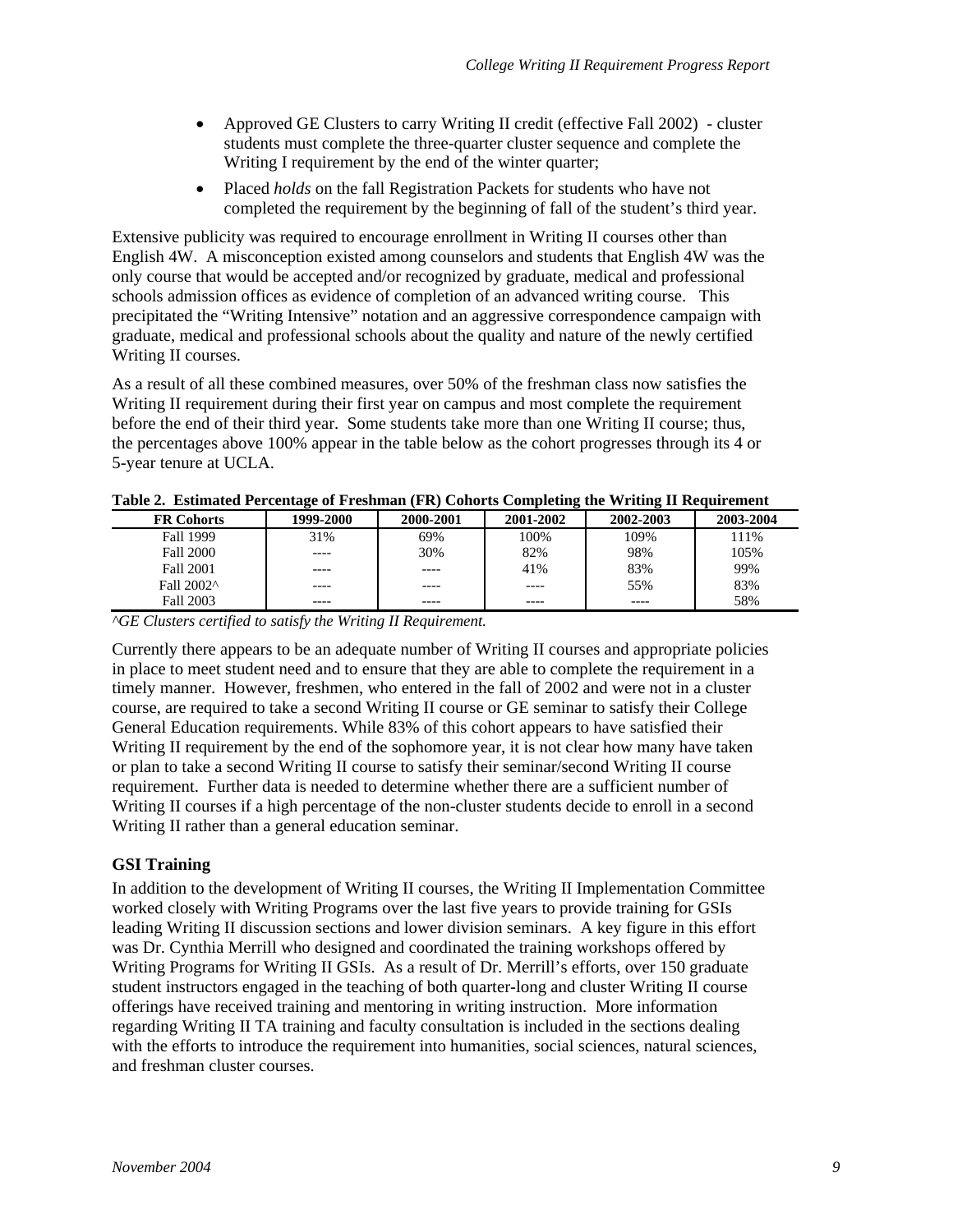- Approved GE Clusters to carry Writing II credit (effective Fall 2002) - cluster students must complete the three-quarter cluster sequence and complete the Writing I requirement by the end of the winter quarter;
- Placed *holds* on the fall Registration Packets for students who have not completed the requirement by the beginning of fall of the student's third year.

Extensive publicity was required to encourage enrollment in Writing II courses other than English 4W. A misconception existed among counselors and students that English 4W was the only course that would be accepted and/or recognized by graduate, medical and professional schools admission offices as evidence of completion of an advanced writing course. This precipitated the "Writing Intensive" notation and an aggressive correspondence campaign with graduate, medical and professional schools about the quality and nature of the newly certified Writing II courses.

As a result of all these combined measures, over 50% of the freshman class now satisfies the Writing II requirement during their first year on campus and most complete the requirement before the end of their third year. Some students take more than one Writing II course; thus, the percentages above 100% appear in the table below as the cohort progresses through its 4 or 5-year tenure at UCLA.

**Table 2. Estimated Percentage of Freshman (FR) Cohorts Completing the Writing II Requirement**

| FR Cohorts | 1999-2000 | 2000-2001 | 2001-2002 | 2002-2003 | 2003-2004 |
|---|---|---|---|---|---|
| Fall 1999 | 31% | 69% | 100% | 109% | 111% |
| Fall 2000 | ---- | 30% | 82% | 98% | 105% |
| Fall 2001 | ---- | ---- | 41% | 83% | 99% |
| Fall 2002^ | ---- | ---- | ---- | 55% | 83% |
| Fall 2003 | ---- | ---- | ---- | ---- | 58% |

*^GE Clusters certified to satisfy the Writing II Requirement.*

Currently there appears to be an adequate number of Writing II courses and appropriate policies in place to meet student need and to ensure that they are able to complete the requirement in a timely manner. However, freshmen, who entered in the fall of 2002 and were not in a cluster course, are required to take a second Writing II course or GE seminar to satisfy their College General Education requirements. While 83% of this cohort appears to have satisfied their Writing II requirement by the end of the sophomore year, it is not clear how many have taken or plan to take a second Writing II course to satisfy their seminar/second Writing II course requirement. Further data is needed to determine whether there are a sufficient number of Writing II courses if a high percentage of the non-cluster students decide to enroll in a second Writing II rather than a general education seminar.

### GSI Training

In addition to the development of Writing II courses, the Writing II Implementation Committee worked closely with Writing Programs over the last five years to provide training for GSIs leading Writing II discussion sections and lower division seminars. A key figure in this effort was Dr. Cynthia Merrill who designed and coordinated the training workshops offered by Writing Programs for Writing II GSIs. As a result of Dr. Merrill's efforts, over 150 graduate student instructors engaged in the teaching of both quarter-long and cluster Writing II course offerings have received training and mentoring in writing instruction. More information regarding Writing II TA training and faculty consultation is included in the sections dealing with the efforts to introduce the requirement into humanities, social sciences, natural sciences, and freshman cluster courses.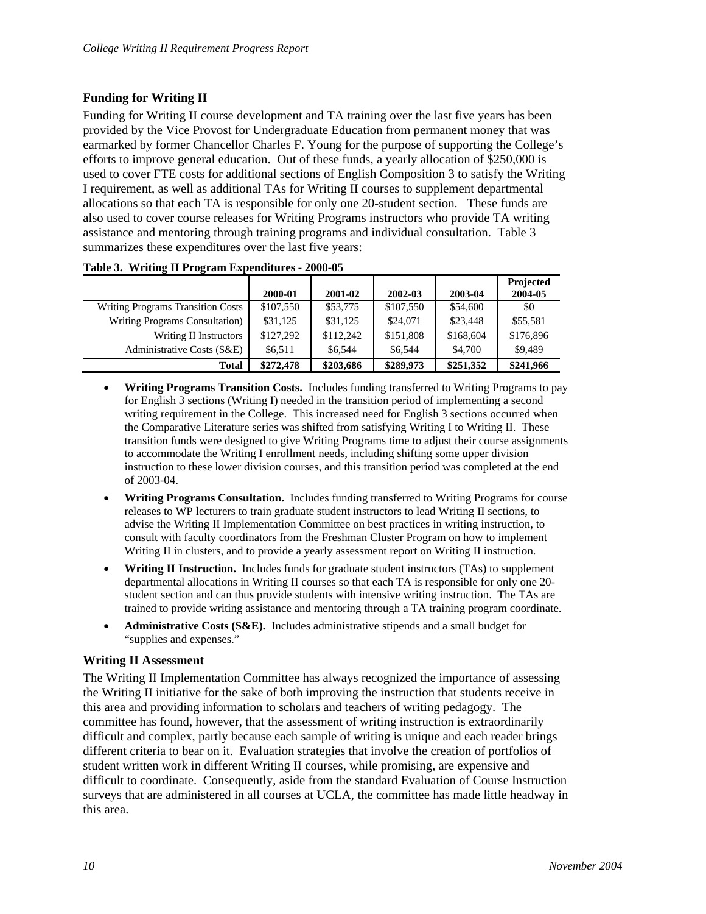## Funding for Writing II

Funding for Writing II course development and TA training over the last five years has been provided by the Vice Provost for Undergraduate Education from permanent money that was earmarked by former Chancellor Charles F. Young for the purpose of supporting the College's efforts to improve general education. Out of these funds, a yearly allocation of $250,000 is used to cover FTE costs for additional sections of English Composition 3 to satisfy the Writing I requirement, as well as additional TAs for Writing II courses to supplement departmental allocations so that each TA is responsible for only one 20-student section. These funds are also used to cover course releases for Writing Programs instructors who provide TA writing assistance and mentoring through training programs and individual consultation. Table 3 summarizes these expenditures over the last five years:

**Table 3. Writing II Program Expenditures - 2000-05**

| | 2000-01 | 2001-02 | 2002-03 | 2003-04 | Projected 2004-05 |
|---|---|---|---|---|---|
| Writing Programs Transition Costs | $107,550 | $53,775 | $107,550 | $54,600 | $0 |
| Writing Programs Consultation) | $31,125 | $31,125 | $24,071 | $23,448 | $55,581 |
| Writing II Instructors | $127,292 | $112,242 | $151,808 | $168,604 | $176,896 |
| Administrative Costs (S&E) | $6,511 | $6,544 | $6,544 | $4,700 | $9,489 |
| **Total** | **$272,478** | **$203,686** | **$289,973** | **$251,352** | **$241,966** |

- **Writing Programs Transition Costs.** Includes funding transferred to Writing Programs to pay for English 3 sections (Writing I) needed in the transition period of implementing a second writing requirement in the College. This increased need for English 3 sections occurred when the Comparative Literature series was shifted from satisfying Writing I to Writing II. These transition funds were designed to give Writing Programs time to adjust their course assignments to accommodate the Writing I enrollment needs, including shifting some upper division instruction to these lower division courses, and this transition period was completed at the end of 2003-04.
- **Writing Programs Consultation.** Includes funding transferred to Writing Programs for course releases to WP lecturers to train graduate student instructors to lead Writing II sections, to advise the Writing II Implementation Committee on best practices in writing instruction, to consult with faculty coordinators from the Freshman Cluster Program on how to implement Writing II in clusters, and to provide a yearly assessment report on Writing II instruction.
- **Writing II Instruction.** Includes funds for graduate student instructors (TAs) to supplement departmental allocations in Writing II courses so that each TA is responsible for only one 20-student section and can thus provide students with intensive writing instruction. The TAs are trained to provide writing assistance and mentoring through a TA training program coordinate.
- **Administrative Costs (S&E).** Includes administrative stipends and a small budget for "supplies and expenses."

## Writing II Assessment

The Writing II Implementation Committee has always recognized the importance of assessing the Writing II initiative for the sake of both improving the instruction that students receive in this area and providing information to scholars and teachers of writing pedagogy. The committee has found, however, that the assessment of writing instruction is extraordinarily difficult and complex, partly because each sample of writing is unique and each reader brings different criteria to bear on it. Evaluation strategies that involve the creation of portfolios of student written work in different Writing II courses, while promising, are expensive and difficult to coordinate. Consequently, aside from the standard Evaluation of Course Instruction surveys that are administered in all courses at UCLA, the committee has made little headway in this area.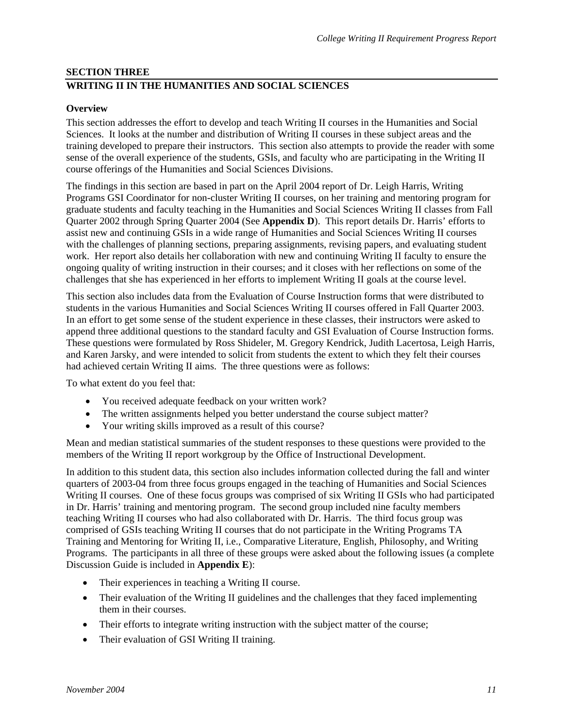## SECTION THREE

## WRITING II IN THE HUMANITIES AND SOCIAL SCIENCES

### Overview

This section addresses the effort to develop and teach Writing II courses in the Humanities and Social Sciences. It looks at the number and distribution of Writing II courses in these subject areas and the training developed to prepare their instructors. This section also attempts to provide the reader with some sense of the overall experience of the students, GSIs, and faculty who are participating in the Writing II course offerings of the Humanities and Social Sciences Divisions.

The findings in this section are based in part on the April 2004 report of Dr. Leigh Harris, Writing Programs GSI Coordinator for non-cluster Writing II courses, on her training and mentoring program for graduate students and faculty teaching in the Humanities and Social Sciences Writing II classes from Fall Quarter 2002 through Spring Quarter 2004 (See **Appendix D**). This report details Dr. Harris' efforts to assist new and continuing GSIs in a wide range of Humanities and Social Sciences Writing II courses with the challenges of planning sections, preparing assignments, revising papers, and evaluating student work. Her report also details her collaboration with new and continuing Writing II faculty to ensure the ongoing quality of writing instruction in their courses; and it closes with her reflections on some of the challenges that she has experienced in her efforts to implement Writing II goals at the course level.

This section also includes data from the Evaluation of Course Instruction forms that were distributed to students in the various Humanities and Social Sciences Writing II courses offered in Fall Quarter 2003. In an effort to get some sense of the student experience in these classes, their instructors were asked to append three additional questions to the standard faculty and GSI Evaluation of Course Instruction forms. These questions were formulated by Ross Shideler, M. Gregory Kendrick, Judith Lacertosa, Leigh Harris, and Karen Jarsky, and were intended to solicit from students the extent to which they felt their courses had achieved certain Writing II aims. The three questions were as follows:

To what extent do you feel that:

- You received adequate feedback on your written work?
- The written assignments helped you better understand the course subject matter?
- Your writing skills improved as a result of this course?

Mean and median statistical summaries of the student responses to these questions were provided to the members of the Writing II report workgroup by the Office of Instructional Development.

In addition to this student data, this section also includes information collected during the fall and winter quarters of 2003-04 from three focus groups engaged in the teaching of Humanities and Social Sciences Writing II courses. One of these focus groups was comprised of six Writing II GSIs who had participated in Dr. Harris' training and mentoring program. The second group included nine faculty members teaching Writing II courses who had also collaborated with Dr. Harris. The third focus group was comprised of GSIs teaching Writing II courses that do not participate in the Writing Programs TA Training and Mentoring for Writing II, i.e., Comparative Literature, English, Philosophy, and Writing Programs. The participants in all three of these groups were asked about the following issues (a complete Discussion Guide is included in **Appendix E**):

- Their experiences in teaching a Writing II course.
- Their evaluation of the Writing II guidelines and the challenges that they faced implementing them in their courses.
- Their efforts to integrate writing instruction with the subject matter of the course;
- Their evaluation of GSI Writing II training.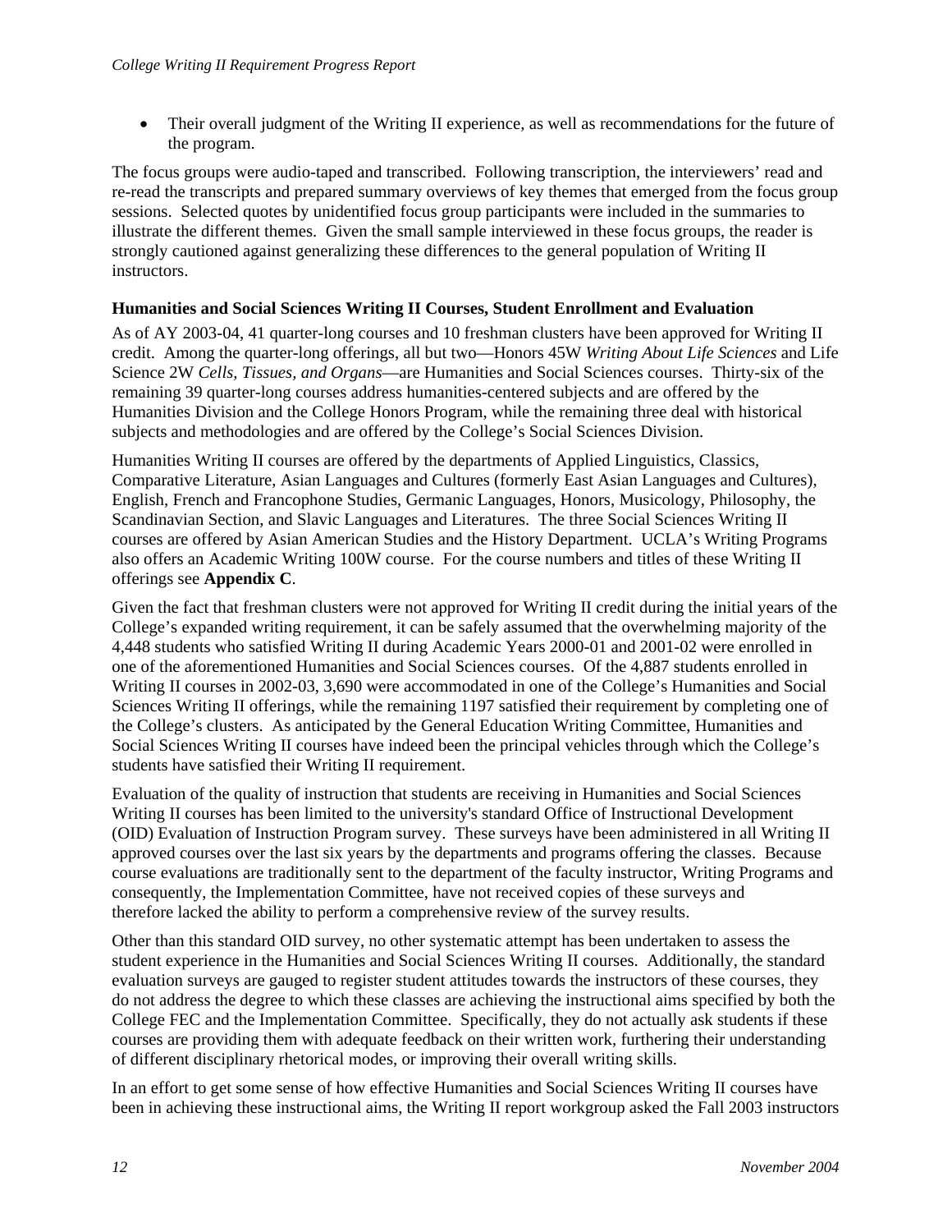- Their overall judgment of the Writing II experience, as well as recommendations for the future of the program.

The focus groups were audio-taped and transcribed. Following transcription, the interviewers' read and re-read the transcripts and prepared summary overviews of key themes that emerged from the focus group sessions. Selected quotes by unidentified focus group participants were included in the summaries to illustrate the different themes. Given the small sample interviewed in these focus groups, the reader is strongly cautioned against generalizing these differences to the general population of Writing II instructors.

**Humanities and Social Sciences Writing II Courses, Student Enrollment and Evaluation**

As of AY 2003-04, 41 quarter-long courses and 10 freshman clusters have been approved for Writing II credit. Among the quarter-long offerings, all but two—Honors 45W *Writing About Life Sciences* and Life Science 2W *Cells, Tissues, and Organs*—are Humanities and Social Sciences courses. Thirty-six of the remaining 39 quarter-long courses address humanities-centered subjects and are offered by the Humanities Division and the College Honors Program, while the remaining three deal with historical subjects and methodologies and are offered by the College's Social Sciences Division.

Humanities Writing II courses are offered by the departments of Applied Linguistics, Classics, Comparative Literature, Asian Languages and Cultures (formerly East Asian Languages and Cultures), English, French and Francophone Studies, Germanic Languages, Honors, Musicology, Philosophy, the Scandinavian Section, and Slavic Languages and Literatures. The three Social Sciences Writing II courses are offered by Asian American Studies and the History Department. UCLA's Writing Programs also offers an Academic Writing 100W course. For the course numbers and titles of these Writing II offerings see **Appendix C**.

Given the fact that freshman clusters were not approved for Writing II credit during the initial years of the College's expanded writing requirement, it can be safely assumed that the overwhelming majority of the 4,448 students who satisfied Writing II during Academic Years 2000-01 and 2001-02 were enrolled in one of the aforementioned Humanities and Social Sciences courses. Of the 4,887 students enrolled in Writing II courses in 2002-03, 3,690 were accommodated in one of the College's Humanities and Social Sciences Writing II offerings, while the remaining 1197 satisfied their requirement by completing one of the College's clusters. As anticipated by the General Education Writing Committee, Humanities and Social Sciences Writing II courses have indeed been the principal vehicles through which the College's students have satisfied their Writing II requirement.

Evaluation of the quality of instruction that students are receiving in Humanities and Social Sciences Writing II courses has been limited to the university's standard Office of Instructional Development (OID) Evaluation of Instruction Program survey. These surveys have been administered in all Writing II approved courses over the last six years by the departments and programs offering the classes. Because course evaluations are traditionally sent to the department of the faculty instructor, Writing Programs and consequently, the Implementation Committee, have not received copies of these surveys and therefore lacked the ability to perform a comprehensive review of the survey results.

Other than this standard OID survey, no other systematic attempt has been undertaken to assess the student experience in the Humanities and Social Sciences Writing II courses. Additionally, the standard evaluation surveys are gauged to register student attitudes towards the instructors of these courses, they do not address the degree to which these classes are achieving the instructional aims specified by both the College FEC and the Implementation Committee. Specifically, they do not actually ask students if these courses are providing them with adequate feedback on their written work, furthering their understanding of different disciplinary rhetorical modes, or improving their overall writing skills.

In an effort to get some sense of how effective Humanities and Social Sciences Writing II courses have been in achieving these instructional aims, the Writing II report workgroup asked the Fall 2003 instructors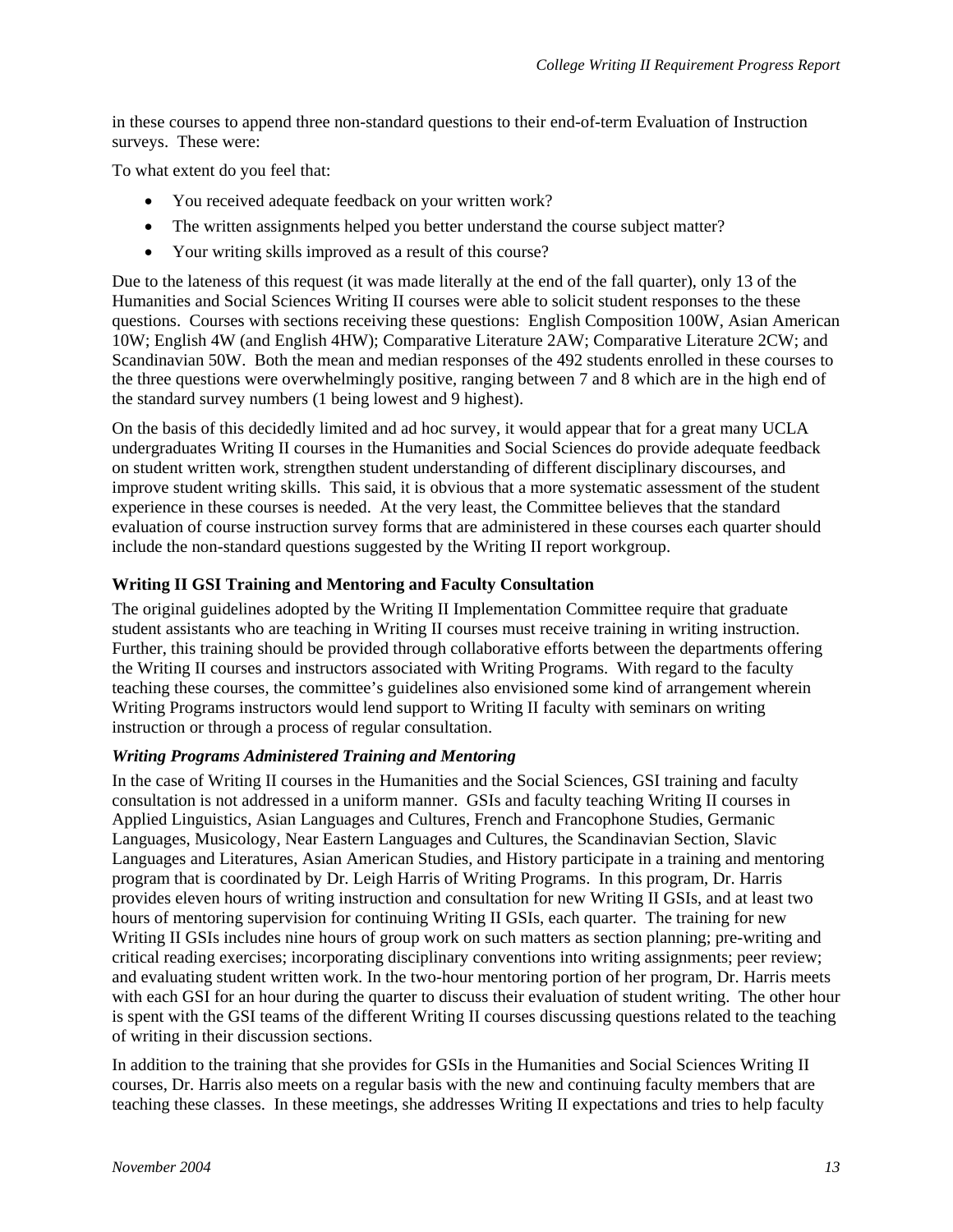in these courses to append three non-standard questions to their end-of-term Evaluation of Instruction surveys. These were:

To what extent do you feel that:

- You received adequate feedback on your written work?
- The written assignments helped you better understand the course subject matter?
- Your writing skills improved as a result of this course?

Due to the lateness of this request (it was made literally at the end of the fall quarter), only 13 of the Humanities and Social Sciences Writing II courses were able to solicit student responses to the these questions. Courses with sections receiving these questions: English Composition 100W, Asian American 10W; English 4W (and English 4HW); Comparative Literature 2AW; Comparative Literature 2CW; and Scandinavian 50W. Both the mean and median responses of the 492 students enrolled in these courses to the three questions were overwhelmingly positive, ranging between 7 and 8 which are in the high end of the standard survey numbers (1 being lowest and 9 highest).

On the basis of this decidedly limited and ad hoc survey, it would appear that for a great many UCLA undergraduates Writing II courses in the Humanities and Social Sciences do provide adequate feedback on student written work, strengthen student understanding of different disciplinary discourses, and improve student writing skills. This said, it is obvious that a more systematic assessment of the student experience in these courses is needed. At the very least, the Committee believes that the standard evaluation of course instruction survey forms that are administered in these courses each quarter should include the non-standard questions suggested by the Writing II report workgroup.

### Writing II GSI Training and Mentoring and Faculty Consultation

The original guidelines adopted by the Writing II Implementation Committee require that graduate student assistants who are teaching in Writing II courses must receive training in writing instruction. Further, this training should be provided through collaborative efforts between the departments offering the Writing II courses and instructors associated with Writing Programs. With regard to the faculty teaching these courses, the committee's guidelines also envisioned some kind of arrangement wherein Writing Programs instructors would lend support to Writing II faculty with seminars on writing instruction or through a process of regular consultation.

#### *Writing Programs Administered Training and Mentoring*

In the case of Writing II courses in the Humanities and the Social Sciences, GSI training and faculty consultation is not addressed in a uniform manner. GSIs and faculty teaching Writing II courses in Applied Linguistics, Asian Languages and Cultures, French and Francophone Studies, Germanic Languages, Musicology, Near Eastern Languages and Cultures, the Scandinavian Section, Slavic Languages and Literatures, Asian American Studies, and History participate in a training and mentoring program that is coordinated by Dr. Leigh Harris of Writing Programs. In this program, Dr. Harris provides eleven hours of writing instruction and consultation for new Writing II GSIs, and at least two hours of mentoring supervision for continuing Writing II GSIs, each quarter. The training for new Writing II GSIs includes nine hours of group work on such matters as section planning; pre-writing and critical reading exercises; incorporating disciplinary conventions into writing assignments; peer review; and evaluating student written work. In the two-hour mentoring portion of her program, Dr. Harris meets with each GSI for an hour during the quarter to discuss their evaluation of student writing. The other hour is spent with the GSI teams of the different Writing II courses discussing questions related to the teaching of writing in their discussion sections.

In addition to the training that she provides for GSIs in the Humanities and Social Sciences Writing II courses, Dr. Harris also meets on a regular basis with the new and continuing faculty members that are teaching these classes. In these meetings, she addresses Writing II expectations and tries to help faculty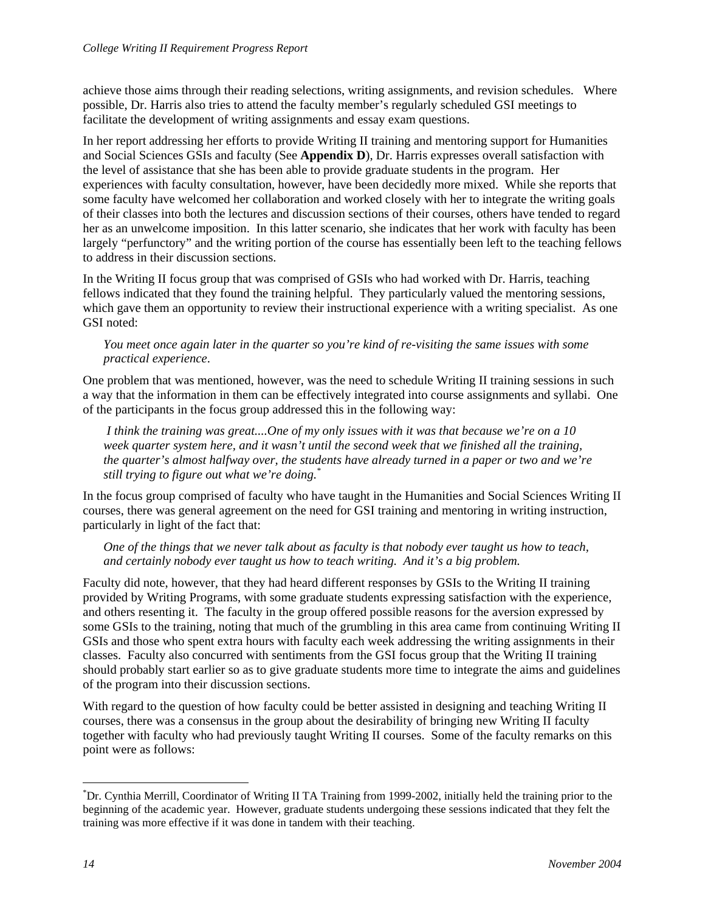achieve those aims through their reading selections, writing assignments, and revision schedules. Where possible, Dr. Harris also tries to attend the faculty member's regularly scheduled GSI meetings to facilitate the development of writing assignments and essay exam questions.

In her report addressing her efforts to provide Writing II training and mentoring support for Humanities and Social Sciences GSIs and faculty (See **Appendix D**), Dr. Harris expresses overall satisfaction with the level of assistance that she has been able to provide graduate students in the program. Her experiences with faculty consultation, however, have been decidedly more mixed. While she reports that some faculty have welcomed her collaboration and worked closely with her to integrate the writing goals of their classes into both the lectures and discussion sections of their courses, others have tended to regard her as an unwelcome imposition. In this latter scenario, she indicates that her work with faculty has been largely "perfunctory" and the writing portion of the course has essentially been left to the teaching fellows to address in their discussion sections.

In the Writing II focus group that was comprised of GSIs who had worked with Dr. Harris, teaching fellows indicated that they found the training helpful. They particularly valued the mentoring sessions, which gave them an opportunity to review their instructional experience with a writing specialist. As one GSI noted:

> *You meet once again later in the quarter so you're kind of re-visiting the same issues with some practical experience*.

One problem that was mentioned, however, was the need to schedule Writing II training sessions in such a way that the information in them can be effectively integrated into course assignments and syllabi. One of the participants in the focus group addressed this in the following way:

> *I think the training was great....One of my only issues with it was that because we're on a 10 week quarter system here, and it wasn't until the second week that we finished all the training, the quarter's almost halfway over, the students have already turned in a paper or two and we're still trying to figure out what we're doing.*[*]

In the focus group comprised of faculty who have taught in the Humanities and Social Sciences Writing II courses, there was general agreement on the need for GSI training and mentoring in writing instruction, particularly in light of the fact that:

> *One of the things that we never talk about as faculty is that nobody ever taught us how to teach, and certainly nobody ever taught us how to teach writing. And it's a big problem.*

Faculty did note, however, that they had heard different responses by GSIs to the Writing II training provided by Writing Programs, with some graduate students expressing satisfaction with the experience, and others resenting it. The faculty in the group offered possible reasons for the aversion expressed by some GSIs to the training, noting that much of the grumbling in this area came from continuing Writing II GSIs and those who spent extra hours with faculty each week addressing the writing assignments in their classes. Faculty also concurred with sentiments from the GSI focus group that the Writing II training should probably start earlier so as to give graduate students more time to integrate the aims and guidelines of the program into their discussion sections.

With regard to the question of how faculty could be better assisted in designing and teaching Writing II courses, there was a consensus in the group about the desirability of bringing new Writing II faculty together with faculty who had previously taught Writing II courses. Some of the faculty remarks on this point were as follows:

---

[*] Dr. Cynthia Merrill, Coordinator of Writing II TA Training from 1999-2002, initially held the training prior to the beginning of the academic year. However, graduate students undergoing these sessions indicated that they felt the training was more effective if it was done in tandem with their teaching.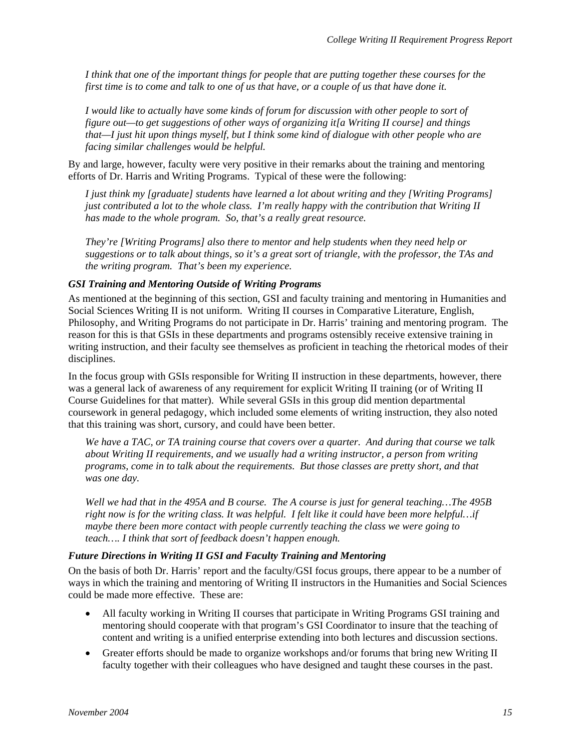*I think that one of the important things for people that are putting together these courses for the first time is to come and talk to one of us that have, or a couple of us that have done it.*

*I would like to actually have some kinds of forum for discussion with other people to sort of figure out—to get suggestions of other ways of organizing it[a Writing II course] and things that—I just hit upon things myself, but I think some kind of dialogue with other people who are facing similar challenges would be helpful.*

By and large, however, faculty were very positive in their remarks about the training and mentoring efforts of Dr. Harris and Writing Programs. Typical of these were the following:

*I just think my [graduate] students have learned a lot about writing and they [Writing Programs] just contributed a lot to the whole class. I'm really happy with the contribution that Writing II has made to the whole program. So, that's a really great resource.*

*They're [Writing Programs] also there to mentor and help students when they need help or suggestions or to talk about things, so it's a great sort of triangle, with the professor, the TAs and the writing program. That's been my experience.*

### *GSI Training and Mentoring Outside of Writing Programs*

As mentioned at the beginning of this section, GSI and faculty training and mentoring in Humanities and Social Sciences Writing II is not uniform. Writing II courses in Comparative Literature, English, Philosophy, and Writing Programs do not participate in Dr. Harris' training and mentoring program. The reason for this is that GSIs in these departments and programs ostensibly receive extensive training in writing instruction, and their faculty see themselves as proficient in teaching the rhetorical modes of their disciplines.

In the focus group with GSIs responsible for Writing II instruction in these departments, however, there was a general lack of awareness of any requirement for explicit Writing II training (or of Writing II Course Guidelines for that matter). While several GSIs in this group did mention departmental coursework in general pedagogy, which included some elements of writing instruction, they also noted that this training was short, cursory, and could have been better.

*We have a TAC, or TA training course that covers over a quarter. And during that course we talk about Writing II requirements, and we usually had a writing instructor, a person from writing programs, come in to talk about the requirements. But those classes are pretty short, and that was one day.*

*Well we had that in the 495A and B course. The A course is just for general teaching…The 495B right now is for the writing class. It was helpful. I felt like it could have been more helpful…if maybe there been more contact with people currently teaching the class we were going to teach…. I think that sort of feedback doesn't happen enough.*

### *Future Directions in Writing II GSI and Faculty Training and Mentoring*

On the basis of both Dr. Harris' report and the faculty/GSI focus groups, there appear to be a number of ways in which the training and mentoring of Writing II instructors in the Humanities and Social Sciences could be made more effective. These are:

- All faculty working in Writing II courses that participate in Writing Programs GSI training and mentoring should cooperate with that program's GSI Coordinator to insure that the teaching of content and writing is a unified enterprise extending into both lectures and discussion sections.
- Greater efforts should be made to organize workshops and/or forums that bring new Writing II faculty together with their colleagues who have designed and taught these courses in the past.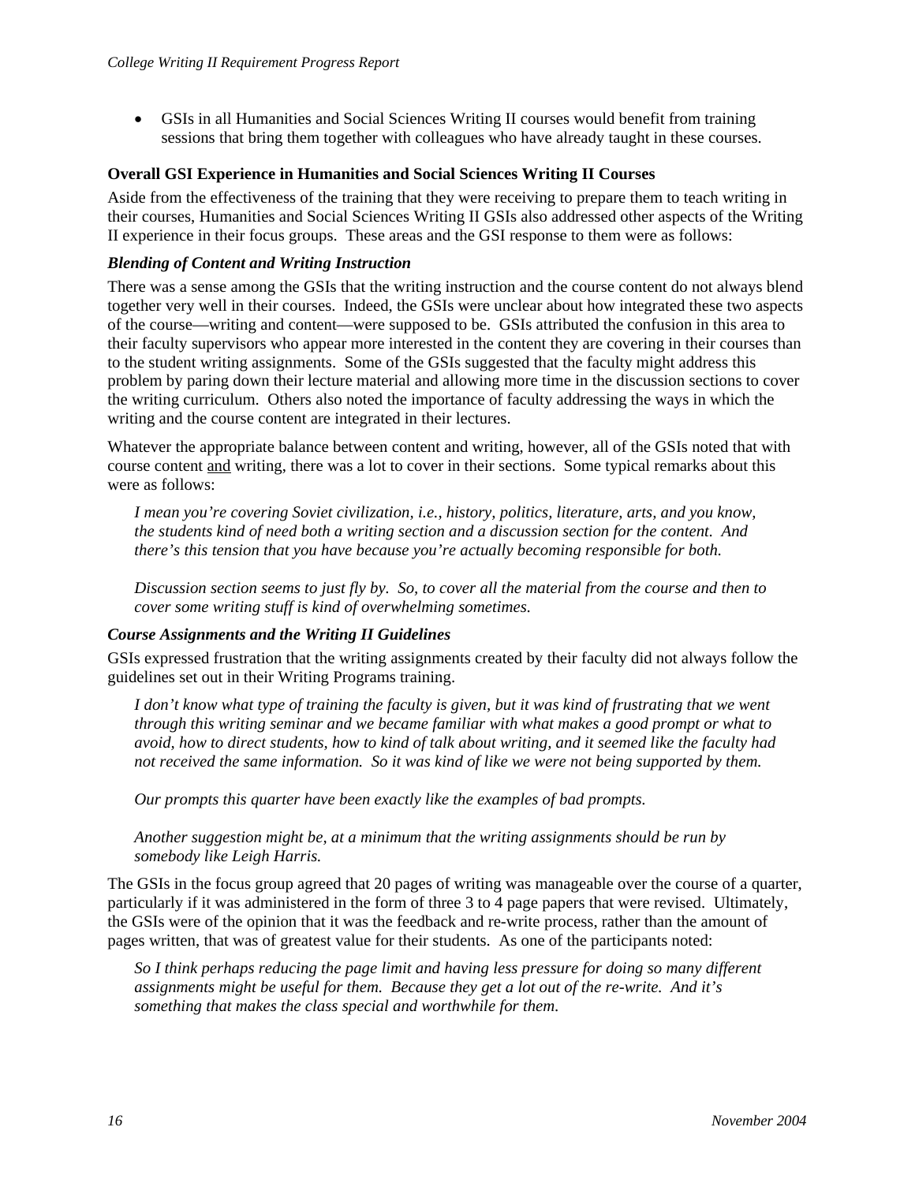- GSIs in all Humanities and Social Sciences Writing II courses would benefit from training sessions that bring them together with colleagues who have already taught in these courses.

### Overall GSI Experience in Humanities and Social Sciences Writing II Courses

Aside from the effectiveness of the training that they were receiving to prepare them to teach writing in their courses, Humanities and Social Sciences Writing II GSIs also addressed other aspects of the Writing II experience in their focus groups. These areas and the GSI response to them were as follows:

#### *Blending of Content and Writing Instruction*

There was a sense among the GSIs that the writing instruction and the course content do not always blend together very well in their courses. Indeed, the GSIs were unclear about how integrated these two aspects of the course—writing and content—were supposed to be. GSIs attributed the confusion in this area to their faculty supervisors who appear more interested in the content they are covering in their courses than to the student writing assignments. Some of the GSIs suggested that the faculty might address this problem by paring down their lecture material and allowing more time in the discussion sections to cover the writing curriculum. Others also noted the importance of faculty addressing the ways in which the writing and the course content are integrated in their lectures.

Whatever the appropriate balance between content and writing, however, all of the GSIs noted that with course content <u>and</u> writing, there was a lot to cover in their sections. Some typical remarks about this were as follows:

> *I mean you're covering Soviet civilization, i.e., history, politics, literature, arts, and you know, the students kind of need both a writing section and a discussion section for the content. And there's this tension that you have because you're actually becoming responsible for both.*

> *Discussion section seems to just fly by. So, to cover all the material from the course and then to cover some writing stuff is kind of overwhelming sometimes.*

#### *Course Assignments and the Writing II Guidelines*

GSIs expressed frustration that the writing assignments created by their faculty did not always follow the guidelines set out in their Writing Programs training.

> *I don't know what type of training the faculty is given, but it was kind of frustrating that we went through this writing seminar and we became familiar with what makes a good prompt or what to avoid, how to direct students, how to kind of talk about writing, and it seemed like the faculty had not received the same information. So it was kind of like we were not being supported by them.*

> *Our prompts this quarter have been exactly like the examples of bad prompts.*

> *Another suggestion might be, at a minimum that the writing assignments should be run by somebody like Leigh Harris.*

The GSIs in the focus group agreed that 20 pages of writing was manageable over the course of a quarter, particularly if it was administered in the form of three 3 to 4 page papers that were revised. Ultimately, the GSIs were of the opinion that it was the feedback and re-write process, rather than the amount of pages written, that was of greatest value for their students. As one of the participants noted:

> *So I think perhaps reducing the page limit and having less pressure for doing so many different assignments might be useful for them. Because they get a lot out of the re-write. And it's something that makes the class special and worthwhile for them.*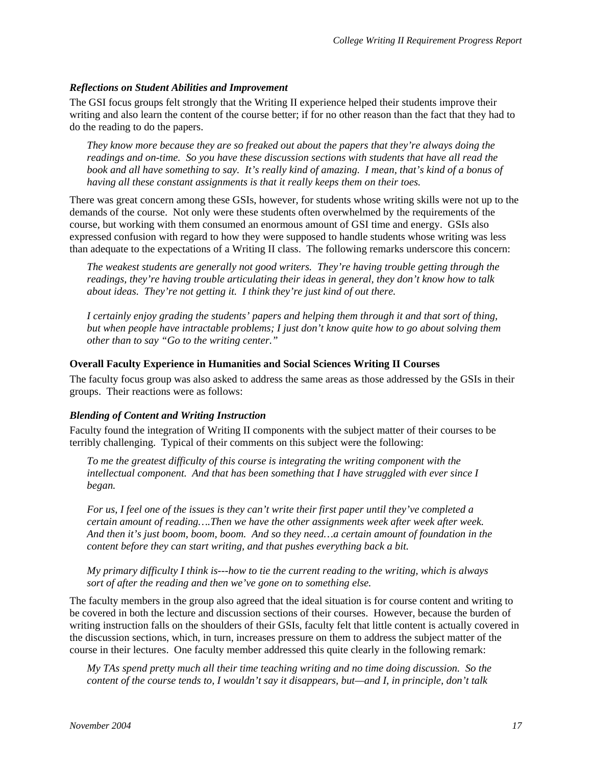### *Reflections on Student Abilities and Improvement*

The GSI focus groups felt strongly that the Writing II experience helped their students improve their writing and also learn the content of the course better; if for no other reason than the fact that they had to do the reading to do the papers.

> *They know more because they are so freaked out about the papers that they're always doing the readings and on-time. So you have these discussion sections with students that have all read the book and all have something to say. It's really kind of amazing. I mean, that's kind of a bonus of having all these constant assignments is that it really keeps them on their toes.*

There was great concern among these GSIs, however, for students whose writing skills were not up to the demands of the course. Not only were these students often overwhelmed by the requirements of the course, but working with them consumed an enormous amount of GSI time and energy. GSIs also expressed confusion with regard to how they were supposed to handle students whose writing was less than adequate to the expectations of a Writing II class. The following remarks underscore this concern:

> *The weakest students are generally not good writers. They're having trouble getting through the readings, they're having trouble articulating their ideas in general, they don't know how to talk about ideas. They're not getting it. I think they're just kind of out there.*

> *I certainly enjoy grading the students' papers and helping them through it and that sort of thing, but when people have intractable problems; I just don't know quite how to go about solving them other than to say "Go to the writing center."*

## Overall Faculty Experience in Humanities and Social Sciences Writing II Courses

The faculty focus group was also asked to address the same areas as those addressed by the GSIs in their groups. Their reactions were as follows:

### *Blending of Content and Writing Instruction*

Faculty found the integration of Writing II components with the subject matter of their courses to be terribly challenging. Typical of their comments on this subject were the following:

> *To me the greatest difficulty of this course is integrating the writing component with the intellectual component. And that has been something that I have struggled with ever since I began.*

> *For us, I feel one of the issues is they can't write their first paper until they've completed a certain amount of reading….Then we have the other assignments week after week after week. And then it's just boom, boom, boom. And so they need…a certain amount of foundation in the content before they can start writing, and that pushes everything back a bit.*

> *My primary difficulty I think is---how to tie the current reading to the writing, which is always sort of after the reading and then we've gone on to something else.*

The faculty members in the group also agreed that the ideal situation is for course content and writing to be covered in both the lecture and discussion sections of their courses. However, because the burden of writing instruction falls on the shoulders of their GSIs, faculty felt that little content is actually covered in the discussion sections, which, in turn, increases pressure on them to address the subject matter of the course in their lectures. One faculty member addressed this quite clearly in the following remark:

> *My TAs spend pretty much all their time teaching writing and no time doing discussion. So the content of the course tends to, I wouldn't say it disappears, but—and I, in principle, don't talk*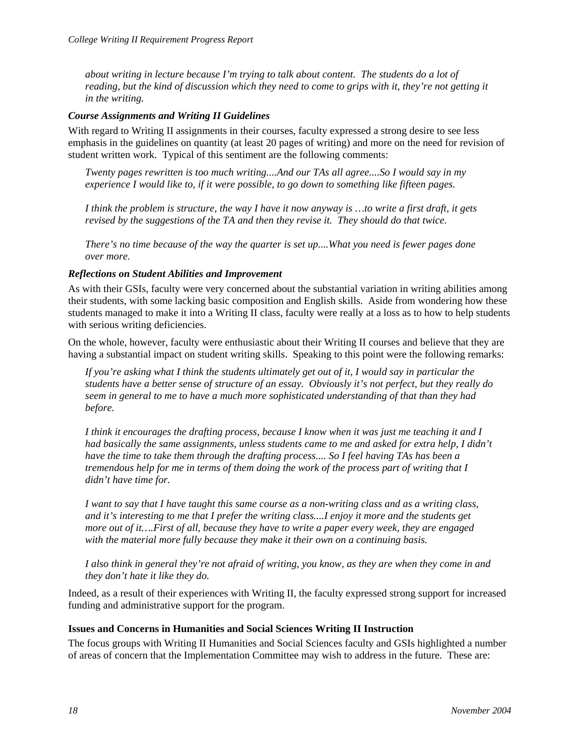*about writing in lecture because I'm trying to talk about content. The students do a lot of reading, but the kind of discussion which they need to come to grips with it, they're not getting it in the writing.*

### *Course Assignments and Writing II Guidelines*

With regard to Writing II assignments in their courses, faculty expressed a strong desire to see less emphasis in the guidelines on quantity (at least 20 pages of writing) and more on the need for revision of student written work. Typical of this sentiment are the following comments:

> *Twenty pages rewritten is too much writing....And our TAs all agree....So I would say in my experience I would like to, if it were possible, to go down to something like fifteen pages.*
>
> *I think the problem is structure, the way I have it now anyway is …to write a first draft, it gets revised by the suggestions of the TA and then they revise it. They should do that twice.*
>
> *There's no time because of the way the quarter is set up....What you need is fewer pages done over more.*

### *Reflections on Student Abilities and Improvement*

As with their GSIs, faculty were very concerned about the substantial variation in writing abilities among their students, with some lacking basic composition and English skills. Aside from wondering how these students managed to make it into a Writing II class, faculty were really at a loss as to how to help students with serious writing deficiencies.

On the whole, however, faculty were enthusiastic about their Writing II courses and believe that they are having a substantial impact on student writing skills. Speaking to this point were the following remarks:

> *If you're asking what I think the students ultimately get out of it, I would say in particular the students have a better sense of structure of an essay. Obviously it's not perfect, but they really do seem in general to me to have a much more sophisticated understanding of that than they had before.*
>
> *I think it encourages the drafting process, because I know when it was just me teaching it and I had basically the same assignments, unless students came to me and asked for extra help, I didn't have the time to take them through the drafting process.... So I feel having TAs has been a tremendous help for me in terms of them doing the work of the process part of writing that I didn't have time for.*
>
> *I want to say that I have taught this same course as a non-writing class and as a writing class, and it's interesting to me that I prefer the writing class....I enjoy it more and the students get more out of it….First of all, because they have to write a paper every week, they are engaged with the material more fully because they make it their own on a continuing basis.*
>
> *I also think in general they're not afraid of writing, you know, as they are when they come in and they don't hate it like they do.*

Indeed, as a result of their experiences with Writing II, the faculty expressed strong support for increased funding and administrative support for the program.

### Issues and Concerns in Humanities and Social Sciences Writing II Instruction

The focus groups with Writing II Humanities and Social Sciences faculty and GSIs highlighted a number of areas of concern that the Implementation Committee may wish to address in the future. These are: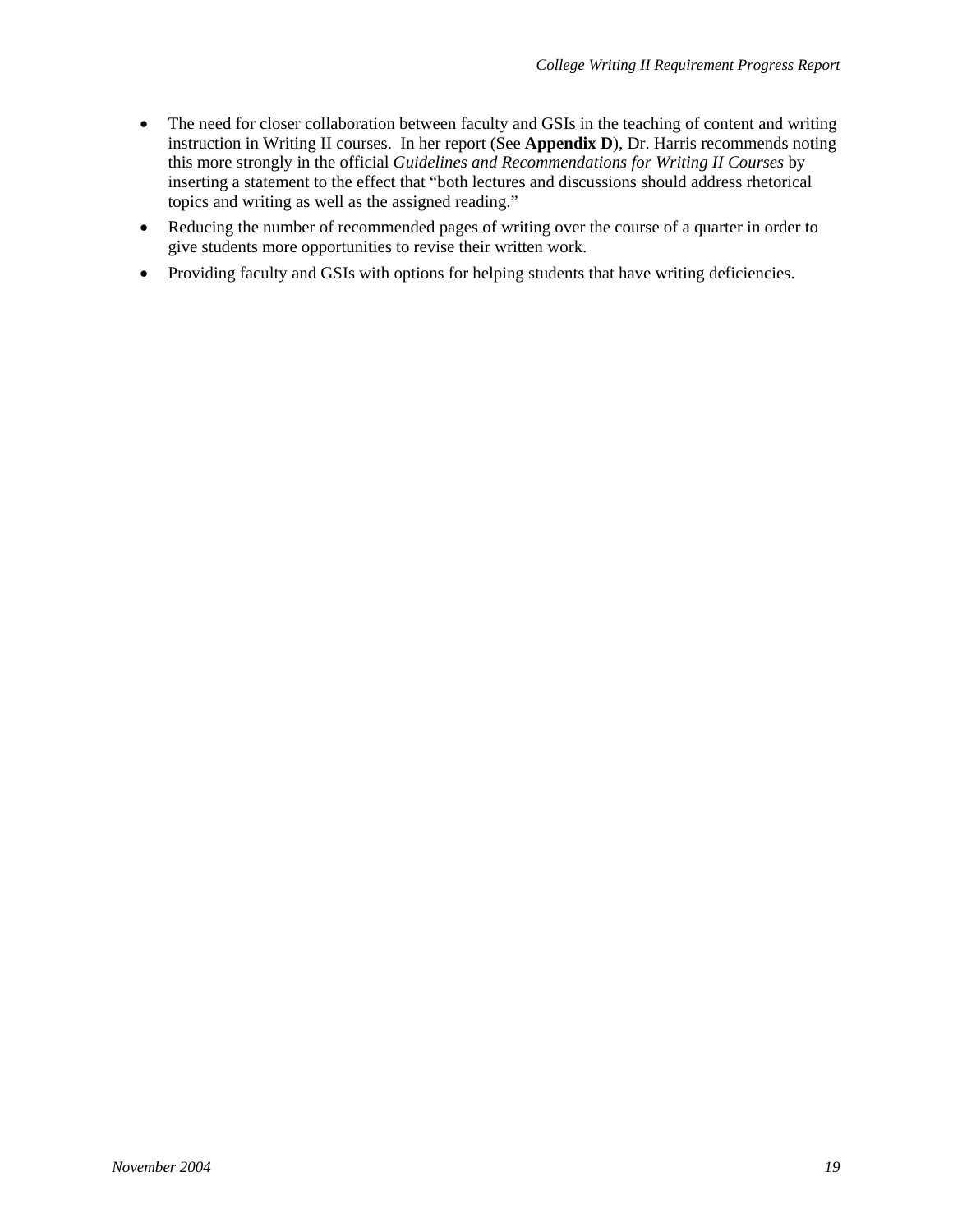- The need for closer collaboration between faculty and GSIs in the teaching of content and writing instruction in Writing II courses. In her report (See **Appendix D**), Dr. Harris recommends noting this more strongly in the official *Guidelines and Recommendations for Writing II Courses* by inserting a statement to the effect that "both lectures and discussions should address rhetorical topics and writing as well as the assigned reading."
- Reducing the number of recommended pages of writing over the course of a quarter in order to give students more opportunities to revise their written work.
- Providing faculty and GSIs with options for helping students that have writing deficiencies.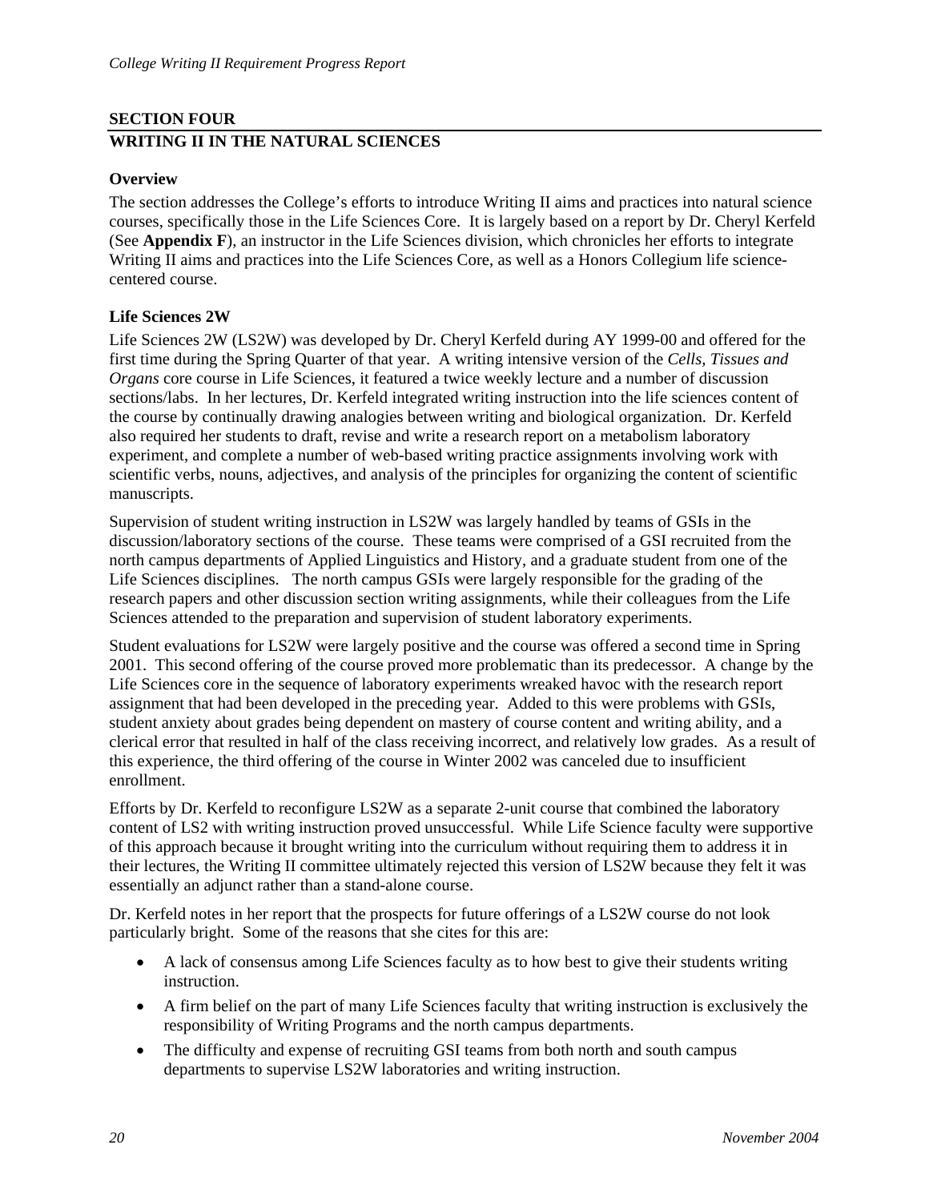## SECTION FOUR

## WRITING II IN THE NATURAL SCIENCES

### Overview

The section addresses the College's efforts to introduce Writing II aims and practices into natural science courses, specifically those in the Life Sciences Core. It is largely based on a report by Dr. Cheryl Kerfeld (See **Appendix F**), an instructor in the Life Sciences division, which chronicles her efforts to integrate Writing II aims and practices into the Life Sciences Core, as well as a Honors Collegium life science-centered course.

### Life Sciences 2W

Life Sciences 2W (LS2W) was developed by Dr. Cheryl Kerfeld during AY 1999-00 and offered for the first time during the Spring Quarter of that year. A writing intensive version of the *Cells, Tissues and Organs* core course in Life Sciences, it featured a twice weekly lecture and a number of discussion sections/labs. In her lectures, Dr. Kerfeld integrated writing instruction into the life sciences content of the course by continually drawing analogies between writing and biological organization. Dr. Kerfeld also required her students to draft, revise and write a research report on a metabolism laboratory experiment, and complete a number of web-based writing practice assignments involving work with scientific verbs, nouns, adjectives, and analysis of the principles for organizing the content of scientific manuscripts.

Supervision of student writing instruction in LS2W was largely handled by teams of GSIs in the discussion/laboratory sections of the course. These teams were comprised of a GSI recruited from the north campus departments of Applied Linguistics and History, and a graduate student from one of the Life Sciences disciplines. The north campus GSIs were largely responsible for the grading of the research papers and other discussion section writing assignments, while their colleagues from the Life Sciences attended to the preparation and supervision of student laboratory experiments.

Student evaluations for LS2W were largely positive and the course was offered a second time in Spring 2001. This second offering of the course proved more problematic than its predecessor. A change by the Life Sciences core in the sequence of laboratory experiments wreaked havoc with the research report assignment that had been developed in the preceding year. Added to this were problems with GSIs, student anxiety about grades being dependent on mastery of course content and writing ability, and a clerical error that resulted in half of the class receiving incorrect, and relatively low grades. As a result of this experience, the third offering of the course in Winter 2002 was canceled due to insufficient enrollment.

Efforts by Dr. Kerfeld to reconfigure LS2W as a separate 2-unit course that combined the laboratory content of LS2 with writing instruction proved unsuccessful. While Life Science faculty were supportive of this approach because it brought writing into the curriculum without requiring them to address it in their lectures, the Writing II committee ultimately rejected this version of LS2W because they felt it was essentially an adjunct rather than a stand-alone course.

Dr. Kerfeld notes in her report that the prospects for future offerings of a LS2W course do not look particularly bright. Some of the reasons that she cites for this are:

- A lack of consensus among Life Sciences faculty as to how best to give their students writing instruction.
- A firm belief on the part of many Life Sciences faculty that writing instruction is exclusively the responsibility of Writing Programs and the north campus departments.
- The difficulty and expense of recruiting GSI teams from both north and south campus departments to supervise LS2W laboratories and writing instruction.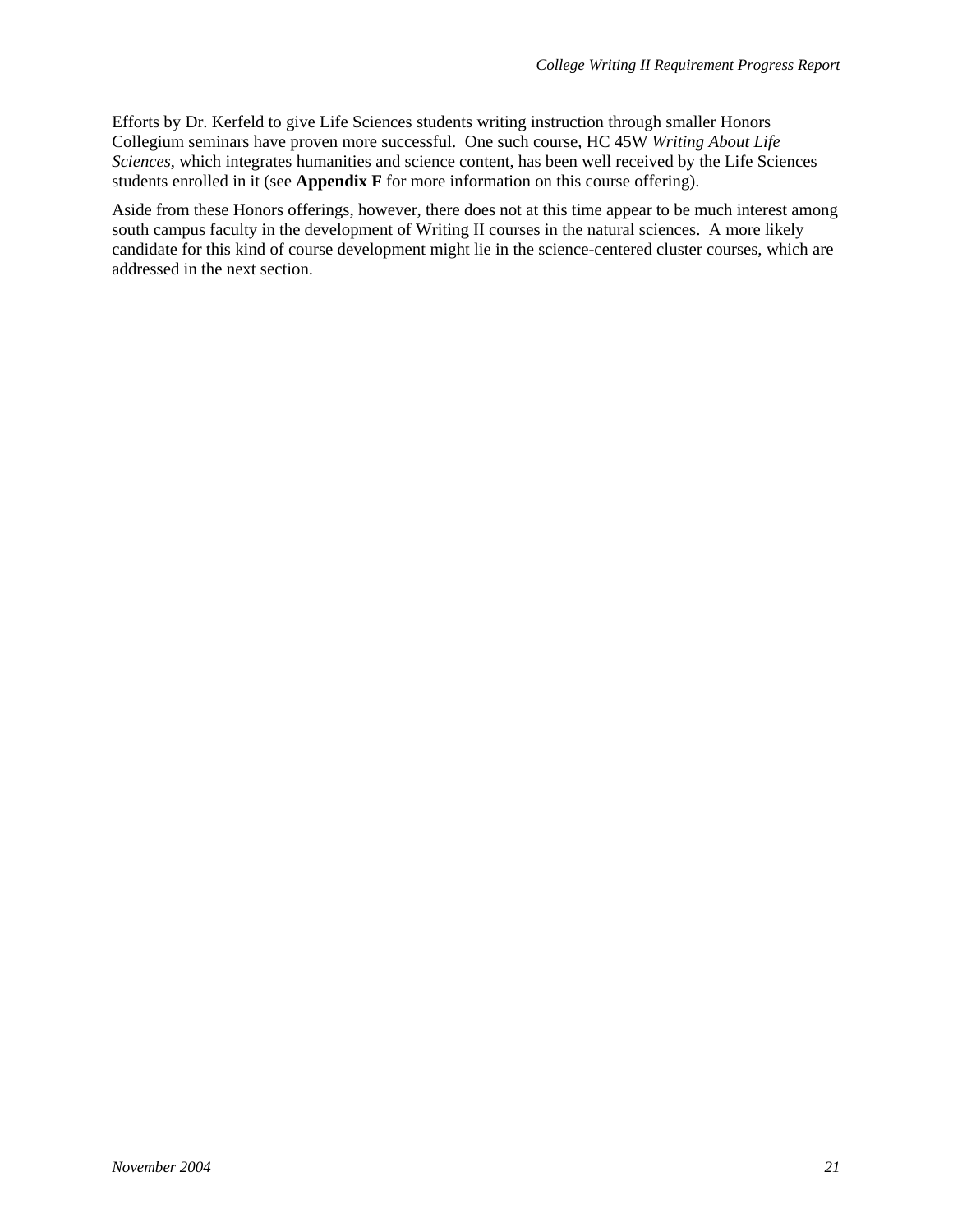Efforts by Dr. Kerfeld to give Life Sciences students writing instruction through smaller Honors Collegium seminars have proven more successful. One such course, HC 45W *Writing About Life Sciences*, which integrates humanities and science content, has been well received by the Life Sciences students enrolled in it (see **Appendix F** for more information on this course offering).

Aside from these Honors offerings, however, there does not at this time appear to be much interest among south campus faculty in the development of Writing II courses in the natural sciences. A more likely candidate for this kind of course development might lie in the science-centered cluster courses, which are addressed in the next section.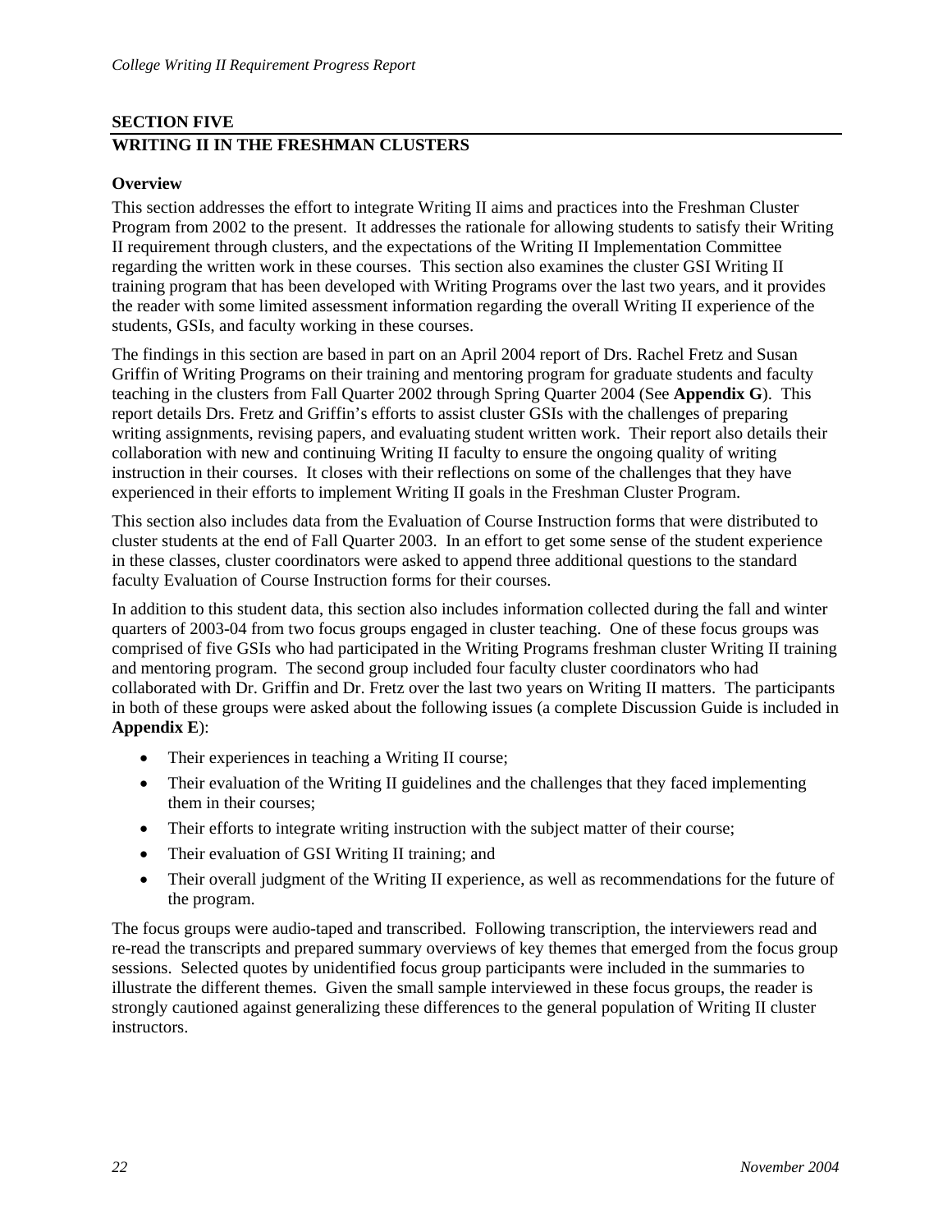## SECTION FIVE

## WRITING II IN THE FRESHMAN CLUSTERS

### Overview

This section addresses the effort to integrate Writing II aims and practices into the Freshman Cluster Program from 2002 to the present. It addresses the rationale for allowing students to satisfy their Writing II requirement through clusters, and the expectations of the Writing II Implementation Committee regarding the written work in these courses. This section also examines the cluster GSI Writing II training program that has been developed with Writing Programs over the last two years, and it provides the reader with some limited assessment information regarding the overall Writing II experience of the students, GSIs, and faculty working in these courses.

The findings in this section are based in part on an April 2004 report of Drs. Rachel Fretz and Susan Griffin of Writing Programs on their training and mentoring program for graduate students and faculty teaching in the clusters from Fall Quarter 2002 through Spring Quarter 2004 (See **Appendix G**). This report details Drs. Fretz and Griffin's efforts to assist cluster GSIs with the challenges of preparing writing assignments, revising papers, and evaluating student written work. Their report also details their collaboration with new and continuing Writing II faculty to ensure the ongoing quality of writing instruction in their courses. It closes with their reflections on some of the challenges that they have experienced in their efforts to implement Writing II goals in the Freshman Cluster Program.

This section also includes data from the Evaluation of Course Instruction forms that were distributed to cluster students at the end of Fall Quarter 2003. In an effort to get some sense of the student experience in these classes, cluster coordinators were asked to append three additional questions to the standard faculty Evaluation of Course Instruction forms for their courses.

In addition to this student data, this section also includes information collected during the fall and winter quarters of 2003-04 from two focus groups engaged in cluster teaching. One of these focus groups was comprised of five GSIs who had participated in the Writing Programs freshman cluster Writing II training and mentoring program. The second group included four faculty cluster coordinators who had collaborated with Dr. Griffin and Dr. Fretz over the last two years on Writing II matters. The participants in both of these groups were asked about the following issues (a complete Discussion Guide is included in **Appendix E**):

- Their experiences in teaching a Writing II course;
- Their evaluation of the Writing II guidelines and the challenges that they faced implementing them in their courses;
- Their efforts to integrate writing instruction with the subject matter of their course;
- Their evaluation of GSI Writing II training; and
- Their overall judgment of the Writing II experience, as well as recommendations for the future of the program.

The focus groups were audio-taped and transcribed. Following transcription, the interviewers read and re-read the transcripts and prepared summary overviews of key themes that emerged from the focus group sessions. Selected quotes by unidentified focus group participants were included in the summaries to illustrate the different themes. Given the small sample interviewed in these focus groups, the reader is strongly cautioned against generalizing these differences to the general population of Writing II cluster instructors.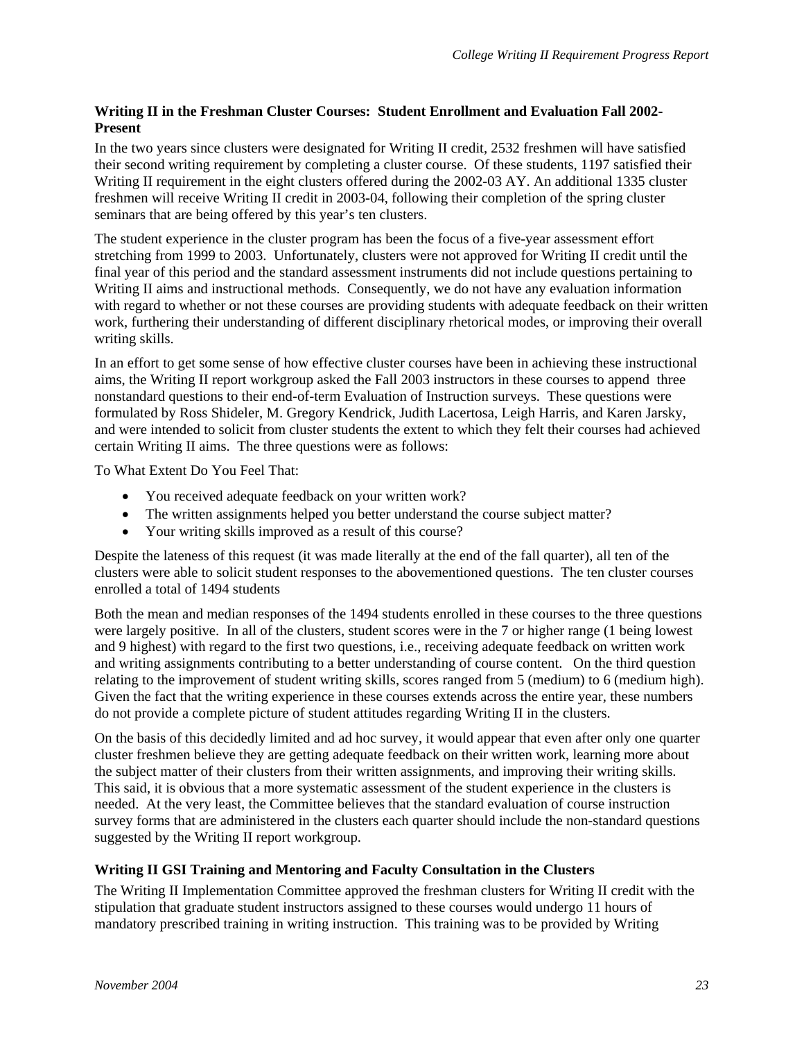### Writing II in the Freshman Cluster Courses: Student Enrollment and Evaluation Fall 2002-Present

In the two years since clusters were designated for Writing II credit, 2532 freshmen will have satisfied their second writing requirement by completing a cluster course. Of these students, 1197 satisfied their Writing II requirement in the eight clusters offered during the 2002-03 AY. An additional 1335 cluster freshmen will receive Writing II credit in 2003-04, following their completion of the spring cluster seminars that are being offered by this year's ten clusters.

The student experience in the cluster program has been the focus of a five-year assessment effort stretching from 1999 to 2003. Unfortunately, clusters were not approved for Writing II credit until the final year of this period and the standard assessment instruments did not include questions pertaining to Writing II aims and instructional methods. Consequently, we do not have any evaluation information with regard to whether or not these courses are providing students with adequate feedback on their written work, furthering their understanding of different disciplinary rhetorical modes, or improving their overall writing skills.

In an effort to get some sense of how effective cluster courses have been in achieving these instructional aims, the Writing II report workgroup asked the Fall 2003 instructors in these courses to append three nonstandard questions to their end-of-term Evaluation of Instruction surveys. These questions were formulated by Ross Shideler, M. Gregory Kendrick, Judith Lacertosa, Leigh Harris, and Karen Jarsky, and were intended to solicit from cluster students the extent to which they felt their courses had achieved certain Writing II aims. The three questions were as follows:

To What Extent Do You Feel That:

- You received adequate feedback on your written work?
- The written assignments helped you better understand the course subject matter?
- Your writing skills improved as a result of this course?

Despite the lateness of this request (it was made literally at the end of the fall quarter), all ten of the clusters were able to solicit student responses to the abovementioned questions. The ten cluster courses enrolled a total of 1494 students

Both the mean and median responses of the 1494 students enrolled in these courses to the three questions were largely positive. In all of the clusters, student scores were in the 7 or higher range (1 being lowest and 9 highest) with regard to the first two questions, i.e., receiving adequate feedback on written work and writing assignments contributing to a better understanding of course content. On the third question relating to the improvement of student writing skills, scores ranged from 5 (medium) to 6 (medium high). Given the fact that the writing experience in these courses extends across the entire year, these numbers do not provide a complete picture of student attitudes regarding Writing II in the clusters.

On the basis of this decidedly limited and ad hoc survey, it would appear that even after only one quarter cluster freshmen believe they are getting adequate feedback on their written work, learning more about the subject matter of their clusters from their written assignments, and improving their writing skills. This said, it is obvious that a more systematic assessment of the student experience in the clusters is needed. At the very least, the Committee believes that the standard evaluation of course instruction survey forms that are administered in the clusters each quarter should include the non-standard questions suggested by the Writing II report workgroup.

### Writing II GSI Training and Mentoring and Faculty Consultation in the Clusters

The Writing II Implementation Committee approved the freshman clusters for Writing II credit with the stipulation that graduate student instructors assigned to these courses would undergo 11 hours of mandatory prescribed training in writing instruction. This training was to be provided by Writing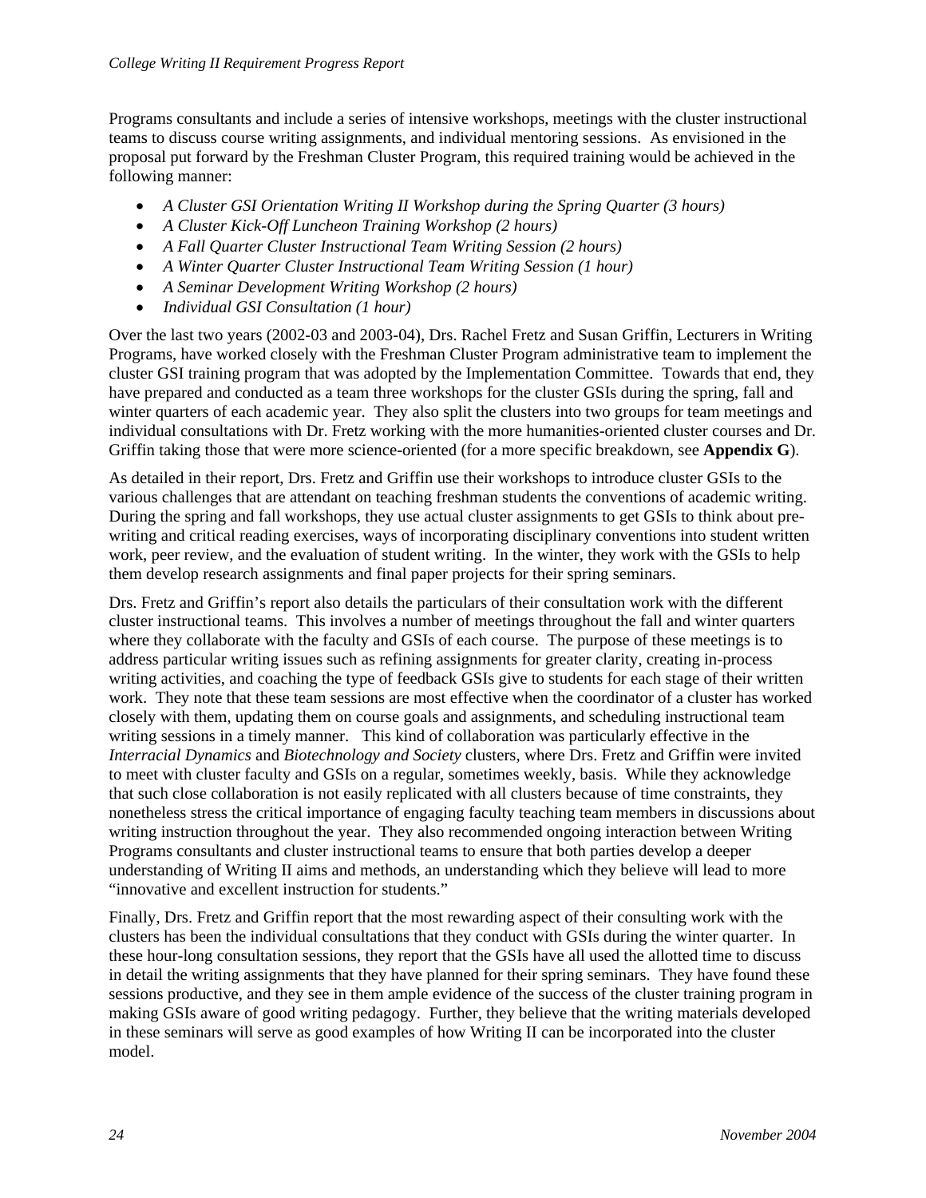Programs consultants and include a series of intensive workshops, meetings with the cluster instructional teams to discuss course writing assignments, and individual mentoring sessions. As envisioned in the proposal put forward by the Freshman Cluster Program, this required training would be achieved in the following manner:

- *A Cluster GSI Orientation Writing II Workshop during the Spring Quarter (3 hours)*
- *A Cluster Kick-Off Luncheon Training Workshop (2 hours)*
- *A Fall Quarter Cluster Instructional Team Writing Session (2 hours)*
- *A Winter Quarter Cluster Instructional Team Writing Session (1 hour)*
- *A Seminar Development Writing Workshop (2 hours)*
- *Individual GSI Consultation (1 hour)*

Over the last two years (2002-03 and 2003-04), Drs. Rachel Fretz and Susan Griffin, Lecturers in Writing Programs, have worked closely with the Freshman Cluster Program administrative team to implement the cluster GSI training program that was adopted by the Implementation Committee. Towards that end, they have prepared and conducted as a team three workshops for the cluster GSIs during the spring, fall and winter quarters of each academic year. They also split the clusters into two groups for team meetings and individual consultations with Dr. Fretz working with the more humanities-oriented cluster courses and Dr. Griffin taking those that were more science-oriented (for a more specific breakdown, see **Appendix G**).

As detailed in their report, Drs. Fretz and Griffin use their workshops to introduce cluster GSIs to the various challenges that are attendant on teaching freshman students the conventions of academic writing. During the spring and fall workshops, they use actual cluster assignments to get GSIs to think about pre-writing and critical reading exercises, ways of incorporating disciplinary conventions into student written work, peer review, and the evaluation of student writing. In the winter, they work with the GSIs to help them develop research assignments and final paper projects for their spring seminars.

Drs. Fretz and Griffin's report also details the particulars of their consultation work with the different cluster instructional teams. This involves a number of meetings throughout the fall and winter quarters where they collaborate with the faculty and GSIs of each course. The purpose of these meetings is to address particular writing issues such as refining assignments for greater clarity, creating in-process writing activities, and coaching the type of feedback GSIs give to students for each stage of their written work. They note that these team sessions are most effective when the coordinator of a cluster has worked closely with them, updating them on course goals and assignments, and scheduling instructional team writing sessions in a timely manner. This kind of collaboration was particularly effective in the *Interracial Dynamics* and *Biotechnology and Society* clusters, where Drs. Fretz and Griffin were invited to meet with cluster faculty and GSIs on a regular, sometimes weekly, basis. While they acknowledge that such close collaboration is not easily replicated with all clusters because of time constraints, they nonetheless stress the critical importance of engaging faculty teaching team members in discussions about writing instruction throughout the year. They also recommended ongoing interaction between Writing Programs consultants and cluster instructional teams to ensure that both parties develop a deeper understanding of Writing II aims and methods, an understanding which they believe will lead to more "innovative and excellent instruction for students."

Finally, Drs. Fretz and Griffin report that the most rewarding aspect of their consulting work with the clusters has been the individual consultations that they conduct with GSIs during the winter quarter. In these hour-long consultation sessions, they report that the GSIs have all used the allotted time to discuss in detail the writing assignments that they have planned for their spring seminars. They have found these sessions productive, and they see in them ample evidence of the success of the cluster training program in making GSIs aware of good writing pedagogy. Further, they believe that the writing materials developed in these seminars will serve as good examples of how Writing II can be incorporated into the cluster model.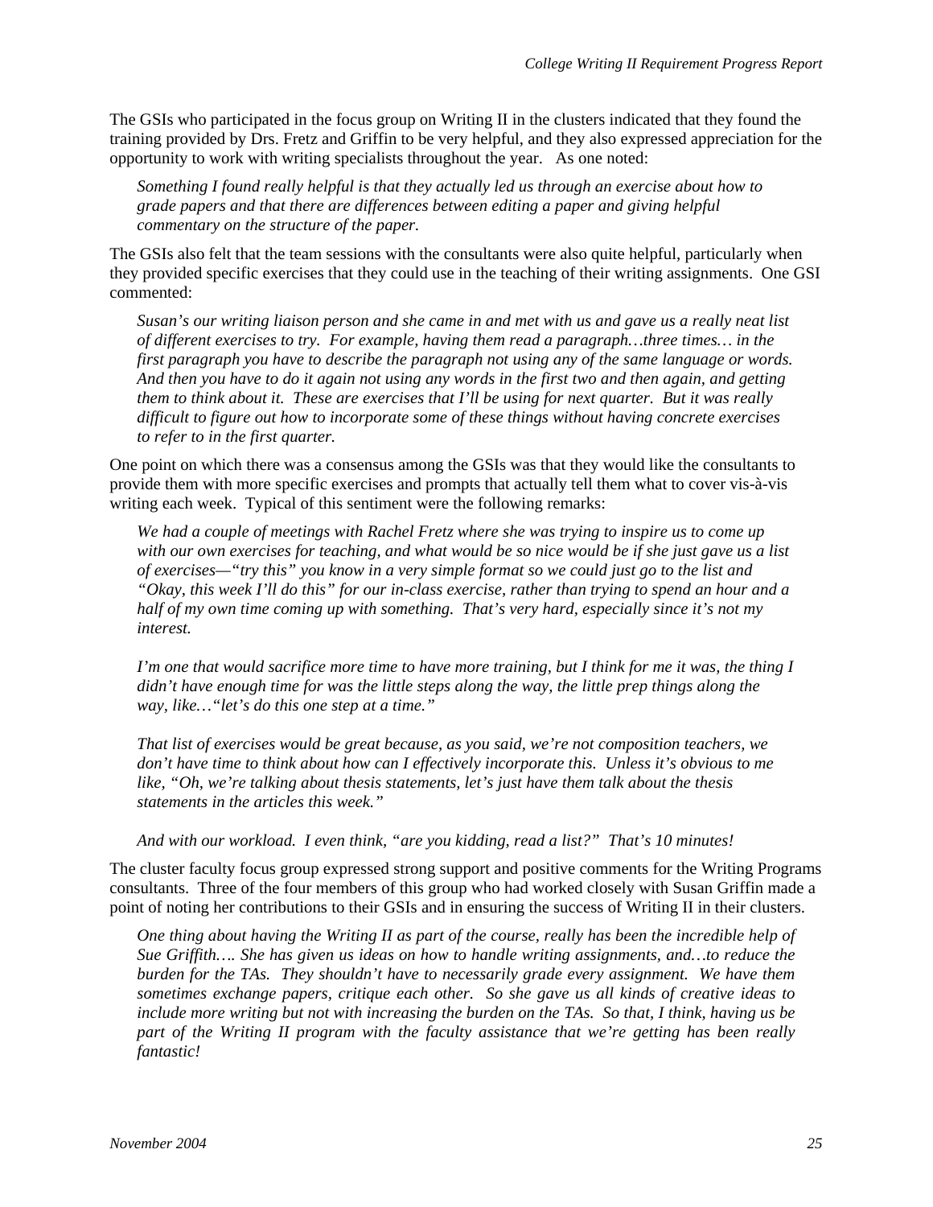The GSIs who participated in the focus group on Writing II in the clusters indicated that they found the training provided by Drs. Fretz and Griffin to be very helpful, and they also expressed appreciation for the opportunity to work with writing specialists throughout the year. As one noted:

> *Something I found really helpful is that they actually led us through an exercise about how to grade papers and that there are differences between editing a paper and giving helpful commentary on the structure of the paper.*

The GSIs also felt that the team sessions with the consultants were also quite helpful, particularly when they provided specific exercises that they could use in the teaching of their writing assignments. One GSI commented:

> *Susan's our writing liaison person and she came in and met with us and gave us a really neat list of different exercises to try. For example, having them read a paragraph…three times… in the first paragraph you have to describe the paragraph not using any of the same language or words. And then you have to do it again not using any words in the first two and then again, and getting them to think about it. These are exercises that I'll be using for next quarter. But it was really difficult to figure out how to incorporate some of these things without having concrete exercises to refer to in the first quarter.*

One point on which there was a consensus among the GSIs was that they would like the consultants to provide them with more specific exercises and prompts that actually tell them what to cover vis-à-vis writing each week. Typical of this sentiment were the following remarks:

> *We had a couple of meetings with Rachel Fretz where she was trying to inspire us to come up with our own exercises for teaching, and what would be so nice would be if she just gave us a list of exercises—"try this" you know in a very simple format so we could just go to the list and "Okay, this week I'll do this" for our in-class exercise, rather than trying to spend an hour and a half of my own time coming up with something. That's very hard, especially since it's not my interest.*
>
> *I'm one that would sacrifice more time to have more training, but I think for me it was, the thing I didn't have enough time for was the little steps along the way, the little prep things along the way, like…"let's do this one step at a time."*
>
> *That list of exercises would be great because, as you said, we're not composition teachers, we don't have time to think about how can I effectively incorporate this. Unless it's obvious to me like, "Oh, we're talking about thesis statements, let's just have them talk about the thesis statements in the articles this week."*
>
> *And with our workload. I even think, "are you kidding, read a list?" That's 10 minutes!*

The cluster faculty focus group expressed strong support and positive comments for the Writing Programs consultants. Three of the four members of this group who had worked closely with Susan Griffin made a point of noting her contributions to their GSIs and in ensuring the success of Writing II in their clusters.

> *One thing about having the Writing II as part of the course, really has been the incredible help of Sue Griffith…. She has given us ideas on how to handle writing assignments, and…to reduce the burden for the TAs. They shouldn't have to necessarily grade every assignment. We have them sometimes exchange papers, critique each other. So she gave us all kinds of creative ideas to include more writing but not with increasing the burden on the TAs. So that, I think, having us be part of the Writing II program with the faculty assistance that we're getting has been really fantastic!*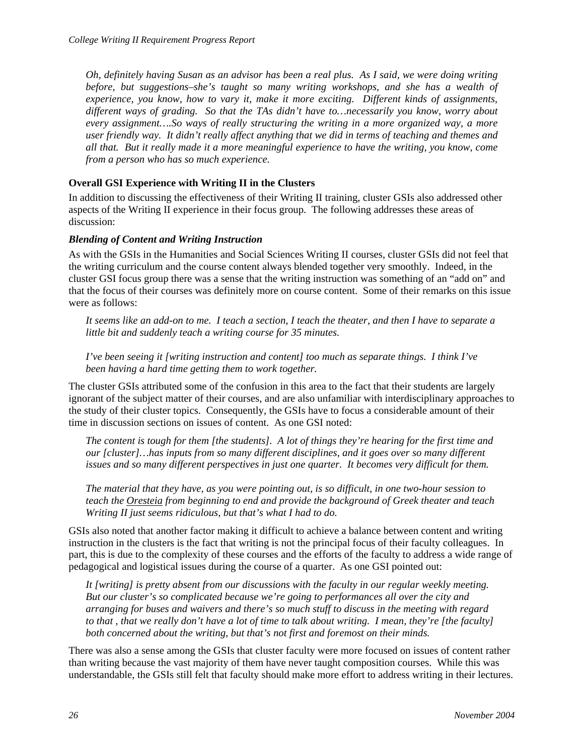*Oh, definitely having Susan as an advisor has been a real plus. As I said, we were doing writing before, but suggestions–she's taught so many writing workshops, and she has a wealth of experience, you know, how to vary it, make it more exciting. Different kinds of assignments, different ways of grading. So that the TAs didn't have to…necessarily you know, worry about every assignment….So ways of really structuring the writing in a more organized way, a more user friendly way. It didn't really affect anything that we did in terms of teaching and themes and all that. But it really made it a more meaningful experience to have the writing, you know, come from a person who has so much experience.*

### Overall GSI Experience with Writing II in the Clusters

In addition to discussing the effectiveness of their Writing II training, cluster GSIs also addressed other aspects of the Writing II experience in their focus group. The following addresses these areas of discussion:

#### *Blending of Content and Writing Instruction*

As with the GSIs in the Humanities and Social Sciences Writing II courses, cluster GSIs did not feel that the writing curriculum and the course content always blended together very smoothly. Indeed, in the cluster GSI focus group there was a sense that the writing instruction was something of an "add on" and that the focus of their courses was definitely more on course content. Some of their remarks on this issue were as follows:

*It seems like an add-on to me. I teach a section, I teach the theater, and then I have to separate a little bit and suddenly teach a writing course for 35 minutes.*

*I've been seeing it [writing instruction and content] too much as separate things. I think I've been having a hard time getting them to work together.*

The cluster GSIs attributed some of the confusion in this area to the fact that their students are largely ignorant of the subject matter of their courses, and are also unfamiliar with interdisciplinary approaches to the study of their cluster topics. Consequently, the GSIs have to focus a considerable amount of their time in discussion sections on issues of content. As one GSI noted:

*The content is tough for them [the students]. A lot of things they're hearing for the first time and our [cluster]…has inputs from so many different disciplines, and it goes over so many different issues and so many different perspectives in just one quarter. It becomes very difficult for them.*

*The material that they have, as you were pointing out, is so difficult, in one two-hour session to teach the Oresteia from beginning to end and provide the background of Greek theater and teach Writing II just seems ridiculous, but that's what I had to do.*

GSIs also noted that another factor making it difficult to achieve a balance between content and writing instruction in the clusters is the fact that writing is not the principal focus of their faculty colleagues. In part, this is due to the complexity of these courses and the efforts of the faculty to address a wide range of pedagogical and logistical issues during the course of a quarter. As one GSI pointed out:

*It [writing] is pretty absent from our discussions with the faculty in our regular weekly meeting. But our cluster's so complicated because we're going to performances all over the city and arranging for buses and waivers and there's so much stuff to discuss in the meeting with regard to that , that we really don't have a lot of time to talk about writing. I mean, they're [the faculty] both concerned about the writing, but that's not first and foremost on their minds.*

There was also a sense among the GSIs that cluster faculty were more focused on issues of content rather than writing because the vast majority of them have never taught composition courses. While this was understandable, the GSIs still felt that faculty should make more effort to address writing in their lectures.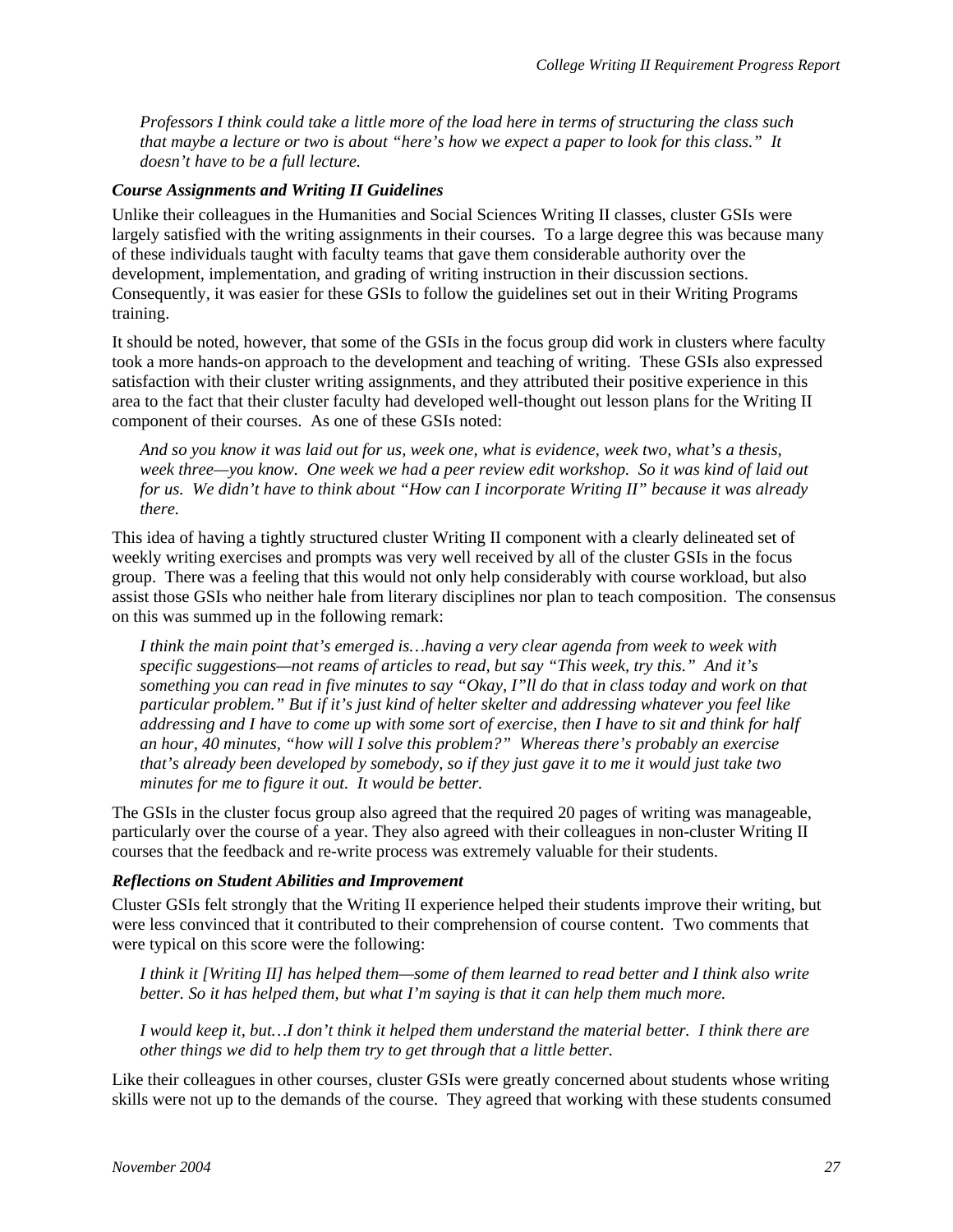*Professors I think could take a little more of the load here in terms of structuring the class such that maybe a lecture or two is about "here's how we expect a paper to look for this class." It doesn't have to be a full lecture.*

### *Course Assignments and Writing II Guidelines*

Unlike their colleagues in the Humanities and Social Sciences Writing II classes, cluster GSIs were largely satisfied with the writing assignments in their courses. To a large degree this was because many of these individuals taught with faculty teams that gave them considerable authority over the development, implementation, and grading of writing instruction in their discussion sections. Consequently, it was easier for these GSIs to follow the guidelines set out in their Writing Programs training.

It should be noted, however, that some of the GSIs in the focus group did work in clusters where faculty took a more hands-on approach to the development and teaching of writing. These GSIs also expressed satisfaction with their cluster writing assignments, and they attributed their positive experience in this area to the fact that their cluster faculty had developed well-thought out lesson plans for the Writing II component of their courses. As one of these GSIs noted:

*And so you know it was laid out for us, week one, what is evidence, week two, what's a thesis, week three—you know. One week we had a peer review edit workshop. So it was kind of laid out for us. We didn't have to think about "How can I incorporate Writing II" because it was already there.*

This idea of having a tightly structured cluster Writing II component with a clearly delineated set of weekly writing exercises and prompts was very well received by all of the cluster GSIs in the focus group. There was a feeling that this would not only help considerably with course workload, but also assist those GSIs who neither hale from literary disciplines nor plan to teach composition. The consensus on this was summed up in the following remark:

*I think the main point that's emerged is…having a very clear agenda from week to week with specific suggestions—not reams of articles to read, but say "This week, try this." And it's something you can read in five minutes to say "Okay, I"ll do that in class today and work on that particular problem." But if it's just kind of helter skelter and addressing whatever you feel like addressing and I have to come up with some sort of exercise, then I have to sit and think for half an hour, 40 minutes, "how will I solve this problem?" Whereas there's probably an exercise that's already been developed by somebody, so if they just gave it to me it would just take two minutes for me to figure it out. It would be better.*

The GSIs in the cluster focus group also agreed that the required 20 pages of writing was manageable, particularly over the course of a year. They also agreed with their colleagues in non-cluster Writing II courses that the feedback and re-write process was extremely valuable for their students.

### *Reflections on Student Abilities and Improvement*

Cluster GSIs felt strongly that the Writing II experience helped their students improve their writing, but were less convinced that it contributed to their comprehension of course content. Two comments that were typical on this score were the following:

*I think it [Writing II] has helped them—some of them learned to read better and I think also write better. So it has helped them, but what I'm saying is that it can help them much more.*

*I would keep it, but…I don't think it helped them understand the material better. I think there are other things we did to help them try to get through that a little better.*

Like their colleagues in other courses, cluster GSIs were greatly concerned about students whose writing skills were not up to the demands of the course. They agreed that working with these students consumed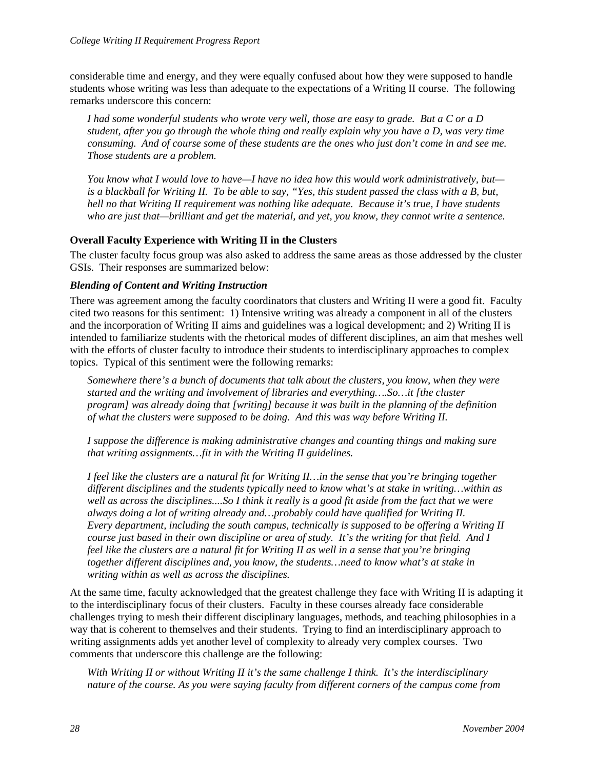considerable time and energy, and they were equally confused about how they were supposed to handle students whose writing was less than adequate to the expectations of a Writing II course. The following remarks underscore this concern:

> *I had some wonderful students who wrote very well, those are easy to grade. But a C or a D student, after you go through the whole thing and really explain why you have a D, was very time consuming. And of course some of these students are the ones who just don't come in and see me. Those students are a problem.*
>
> *You know what I would love to have—I have no idea how this would work administratively, but—is a blackball for Writing II. To be able to say, "Yes, this student passed the class with a B, but, hell no that Writing II requirement was nothing like adequate. Because it's true, I have students who are just that—brilliant and get the material, and yet, you know, they cannot write a sentence.*

### Overall Faculty Experience with Writing II in the Clusters

The cluster faculty focus group was also asked to address the same areas as those addressed by the cluster GSIs. Their responses are summarized below:

#### *Blending of Content and Writing Instruction*

There was agreement among the faculty coordinators that clusters and Writing II were a good fit. Faculty cited two reasons for this sentiment: 1) Intensive writing was already a component in all of the clusters and the incorporation of Writing II aims and guidelines was a logical development; and 2) Writing II is intended to familiarize students with the rhetorical modes of different disciplines, an aim that meshes well with the efforts of cluster faculty to introduce their students to interdisciplinary approaches to complex topics. Typical of this sentiment were the following remarks:

> *Somewhere there's a bunch of documents that talk about the clusters, you know, when they were started and the writing and involvement of libraries and everything….So…it [the cluster program] was already doing that [writing] because it was built in the planning of the definition of what the clusters were supposed to be doing. And this was way before Writing II.*
>
> *I suppose the difference is making administrative changes and counting things and making sure that writing assignments…fit in with the Writing II guidelines.*
>
> *I feel like the clusters are a natural fit for Writing II…in the sense that you're bringing together different disciplines and the students typically need to know what's at stake in writing…within as well as across the disciplines....So I think it really is a good fit aside from the fact that we were always doing a lot of writing already and…probably could have qualified for Writing II. Every department, including the south campus, technically is supposed to be offering a Writing II course just based in their own discipline or area of study. It's the writing for that field. And I feel like the clusters are a natural fit for Writing II as well in a sense that you're bringing together different disciplines and, you know, the students…need to know what's at stake in writing within as well as across the disciplines.*

At the same time, faculty acknowledged that the greatest challenge they face with Writing II is adapting it to the interdisciplinary focus of their clusters. Faculty in these courses already face considerable challenges trying to mesh their different disciplinary languages, methods, and teaching philosophies in a way that is coherent to themselves and their students. Trying to find an interdisciplinary approach to writing assignments adds yet another level of complexity to already very complex courses. Two comments that underscore this challenge are the following:

> *With Writing II or without Writing II it's the same challenge I think. It's the interdisciplinary nature of the course. As you were saying faculty from different corners of the campus come from*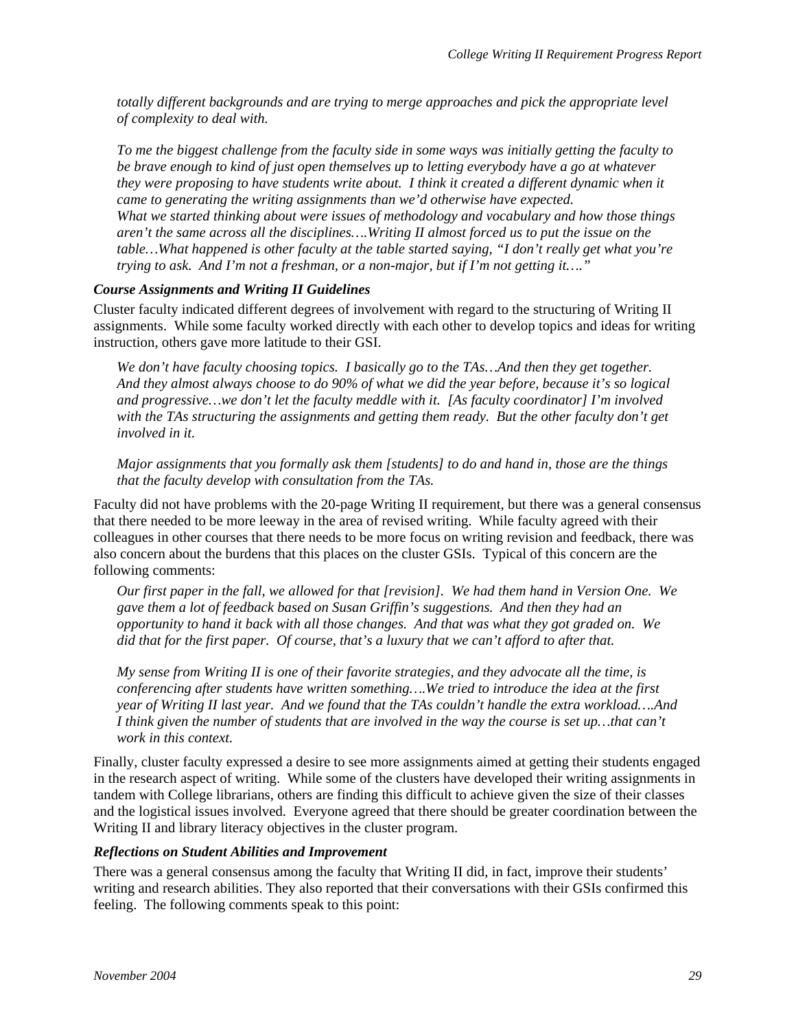*totally different backgrounds and are trying to merge approaches and pick the appropriate level of complexity to deal with.*

*To me the biggest challenge from the faculty side in some ways was initially getting the faculty to be brave enough to kind of just open themselves up to letting everybody have a go at whatever they were proposing to have students write about. I think it created a different dynamic when it came to generating the writing assignments than we'd otherwise have expected.*
*What we started thinking about were issues of methodology and vocabulary and how those things aren't the same across all the disciplines….Writing II almost forced us to put the issue on the table…What happened is other faculty at the table started saying, "I don't really get what you're trying to ask. And I'm not a freshman, or a non-major, but if I'm not getting it…."*

### *Course Assignments and Writing II Guidelines*

Cluster faculty indicated different degrees of involvement with regard to the structuring of Writing II assignments. While some faculty worked directly with each other to develop topics and ideas for writing instruction, others gave more latitude to their GSI.

*We don't have faculty choosing topics. I basically go to the TAs…And then they get together. And they almost always choose to do 90% of what we did the year before, because it's so logical and progressive…we don't let the faculty meddle with it. [As faculty coordinator] I'm involved with the TAs structuring the assignments and getting them ready. But the other faculty don't get involved in it.*

*Major assignments that you formally ask them [students] to do and hand in, those are the things that the faculty develop with consultation from the TAs.*

Faculty did not have problems with the 20-page Writing II requirement, but there was a general consensus that there needed to be more leeway in the area of revised writing. While faculty agreed with their colleagues in other courses that there needs to be more focus on writing revision and feedback, there was also concern about the burdens that this places on the cluster GSIs. Typical of this concern are the following comments:

*Our first paper in the fall, we allowed for that [revision]. We had them hand in Version One. We gave them a lot of feedback based on Susan Griffin's suggestions. And then they had an opportunity to hand it back with all those changes. And that was what they got graded on. We did that for the first paper. Of course, that's a luxury that we can't afford to after that.*

*My sense from Writing II is one of their favorite strategies, and they advocate all the time, is conferencing after students have written something….We tried to introduce the idea at the first year of Writing II last year. And we found that the TAs couldn't handle the extra workload….And I think given the number of students that are involved in the way the course is set up…that can't work in this context.*

Finally, cluster faculty expressed a desire to see more assignments aimed at getting their students engaged in the research aspect of writing. While some of the clusters have developed their writing assignments in tandem with College librarians, others are finding this difficult to achieve given the size of their classes and the logistical issues involved. Everyone agreed that there should be greater coordination between the Writing II and library literacy objectives in the cluster program.

### *Reflections on Student Abilities and Improvement*

There was a general consensus among the faculty that Writing II did, in fact, improve their students' writing and research abilities. They also reported that their conversations with their GSIs confirmed this feeling. The following comments speak to this point: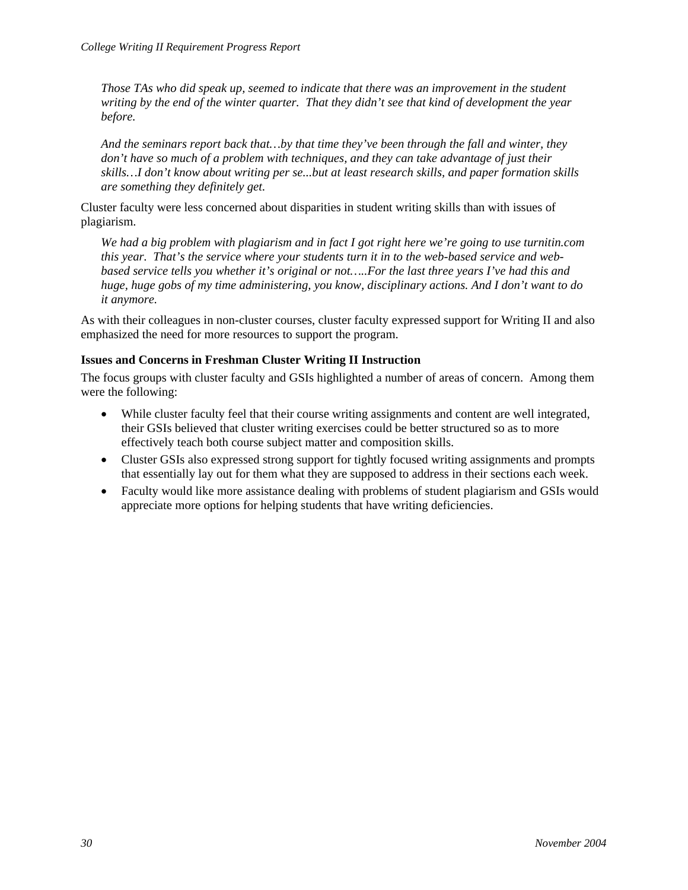*Those TAs who did speak up, seemed to indicate that there was an improvement in the student writing by the end of the winter quarter. That they didn't see that kind of development the year before.*

*And the seminars report back that…by that time they've been through the fall and winter, they don't have so much of a problem with techniques, and they can take advantage of just their skills…I don't know about writing per se...but at least research skills, and paper formation skills are something they definitely get.*

Cluster faculty were less concerned about disparities in student writing skills than with issues of plagiarism.

*We had a big problem with plagiarism and in fact I got right here we're going to use turnitin.com this year. That's the service where your students turn it in to the web-based service and web-based service tells you whether it's original or not…..For the last three years I've had this and huge, huge gobs of my time administering, you know, disciplinary actions. And I don't want to do it anymore.*

As with their colleagues in non-cluster courses, cluster faculty expressed support for Writing II and also emphasized the need for more resources to support the program.

**Issues and Concerns in Freshman Cluster Writing II Instruction**

The focus groups with cluster faculty and GSIs highlighted a number of areas of concern. Among them were the following:

- While cluster faculty feel that their course writing assignments and content are well integrated, their GSIs believed that cluster writing exercises could be better structured so as to more effectively teach both course subject matter and composition skills.
- Cluster GSIs also expressed strong support for tightly focused writing assignments and prompts that essentially lay out for them what they are supposed to address in their sections each week.
- Faculty would like more assistance dealing with problems of student plagiarism and GSIs would appreciate more options for helping students that have writing deficiencies.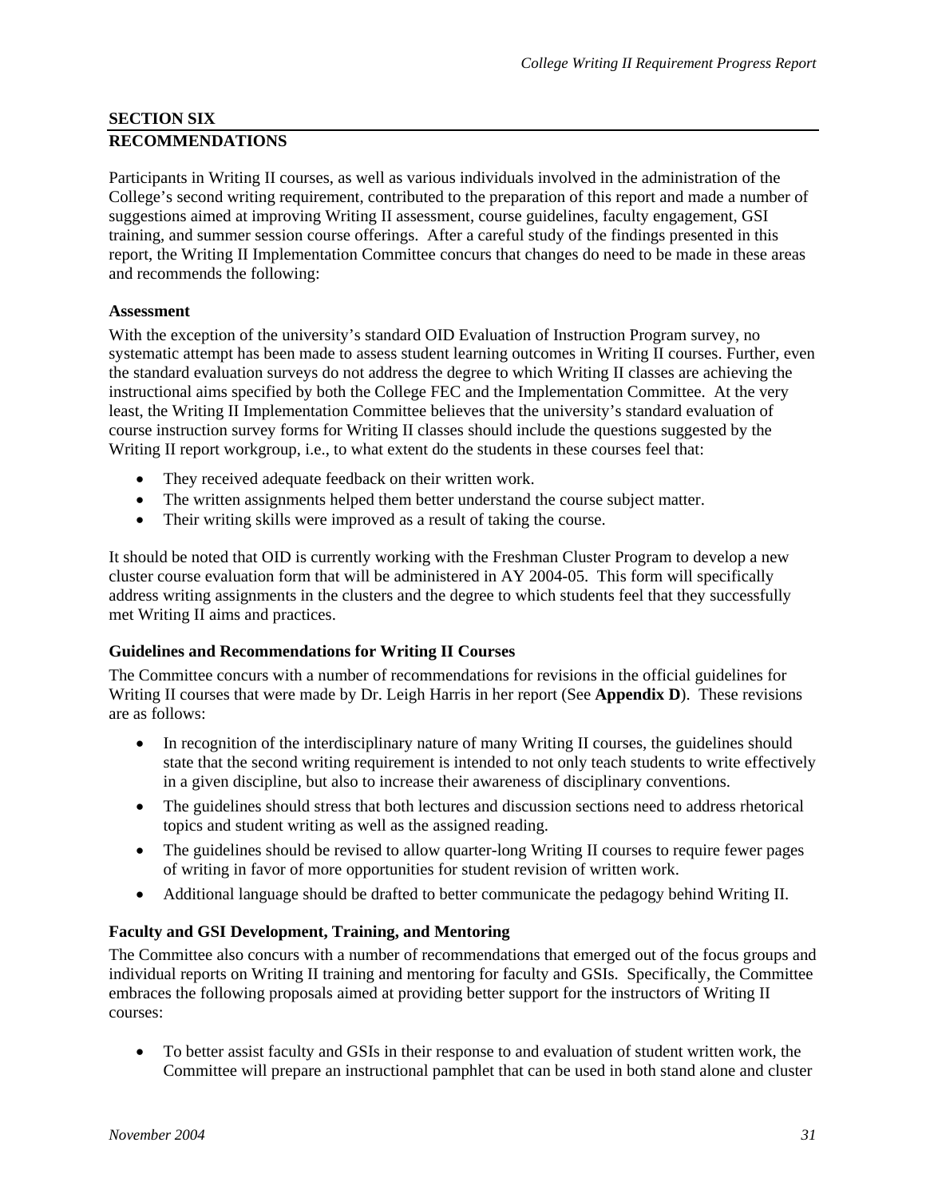## SECTION SIX

## RECOMMENDATIONS

Participants in Writing II courses, as well as various individuals involved in the administration of the College's second writing requirement, contributed to the preparation of this report and made a number of suggestions aimed at improving Writing II assessment, course guidelines, faculty engagement, GSI training, and summer session course offerings. After a careful study of the findings presented in this report, the Writing II Implementation Committee concurs that changes do need to be made in these areas and recommends the following:

### Assessment

With the exception of the university's standard OID Evaluation of Instruction Program survey, no systematic attempt has been made to assess student learning outcomes in Writing II courses. Further, even the standard evaluation surveys do not address the degree to which Writing II classes are achieving the instructional aims specified by both the College FEC and the Implementation Committee. At the very least, the Writing II Implementation Committee believes that the university's standard evaluation of course instruction survey forms for Writing II classes should include the questions suggested by the Writing II report workgroup, i.e., to what extent do the students in these courses feel that:

- They received adequate feedback on their written work.
- The written assignments helped them better understand the course subject matter.
- Their writing skills were improved as a result of taking the course.

It should be noted that OID is currently working with the Freshman Cluster Program to develop a new cluster course evaluation form that will be administered in AY 2004-05. This form will specifically address writing assignments in the clusters and the degree to which students feel that they successfully met Writing II aims and practices.

### Guidelines and Recommendations for Writing II Courses

The Committee concurs with a number of recommendations for revisions in the official guidelines for Writing II courses that were made by Dr. Leigh Harris in her report (See **Appendix D**). These revisions are as follows:

- In recognition of the interdisciplinary nature of many Writing II courses, the guidelines should state that the second writing requirement is intended to not only teach students to write effectively in a given discipline, but also to increase their awareness of disciplinary conventions.
- The guidelines should stress that both lectures and discussion sections need to address rhetorical topics and student writing as well as the assigned reading.
- The guidelines should be revised to allow quarter-long Writing II courses to require fewer pages of writing in favor of more opportunities for student revision of written work.
- Additional language should be drafted to better communicate the pedagogy behind Writing II.

### Faculty and GSI Development, Training, and Mentoring

The Committee also concurs with a number of recommendations that emerged out of the focus groups and individual reports on Writing II training and mentoring for faculty and GSIs. Specifically, the Committee embraces the following proposals aimed at providing better support for the instructors of Writing II courses:

- To better assist faculty and GSIs in their response to and evaluation of student written work, the Committee will prepare an instructional pamphlet that can be used in both stand alone and cluster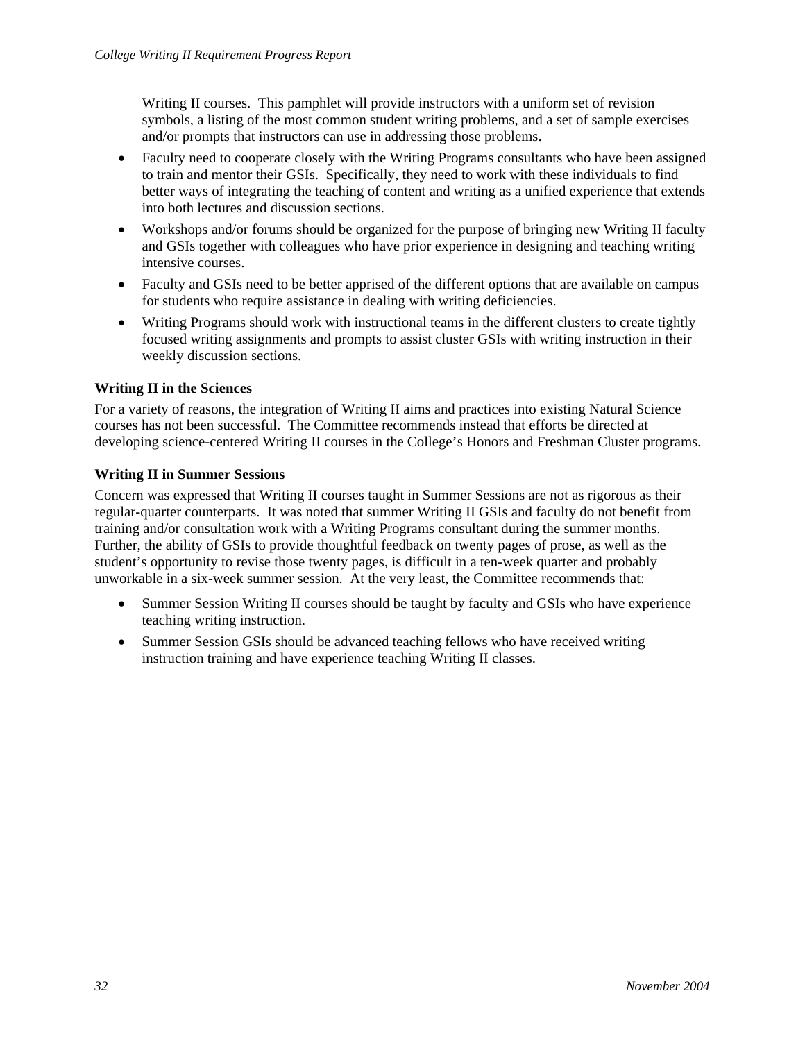Writing II courses. This pamphlet will provide instructors with a uniform set of revision symbols, a listing of the most common student writing problems, and a set of sample exercises and/or prompts that instructors can use in addressing those problems.

- Faculty need to cooperate closely with the Writing Programs consultants who have been assigned to train and mentor their GSIs. Specifically, they need to work with these individuals to find better ways of integrating the teaching of content and writing as a unified experience that extends into both lectures and discussion sections.
- Workshops and/or forums should be organized for the purpose of bringing new Writing II faculty and GSIs together with colleagues who have prior experience in designing and teaching writing intensive courses.
- Faculty and GSIs need to be better apprised of the different options that are available on campus for students who require assistance in dealing with writing deficiencies.
- Writing Programs should work with instructional teams in the different clusters to create tightly focused writing assignments and prompts to assist cluster GSIs with writing instruction in their weekly discussion sections.

**Writing II in the Sciences**

For a variety of reasons, the integration of Writing II aims and practices into existing Natural Science courses has not been successful. The Committee recommends instead that efforts be directed at developing science-centered Writing II courses in the College's Honors and Freshman Cluster programs.

**Writing II in Summer Sessions**

Concern was expressed that Writing II courses taught in Summer Sessions are not as rigorous as their regular-quarter counterparts. It was noted that summer Writing II GSIs and faculty do not benefit from training and/or consultation work with a Writing Programs consultant during the summer months. Further, the ability of GSIs to provide thoughtful feedback on twenty pages of prose, as well as the student's opportunity to revise those twenty pages, is difficult in a ten-week quarter and probably unworkable in a six-week summer session. At the very least, the Committee recommends that:

- Summer Session Writing II courses should be taught by faculty and GSIs who have experience teaching writing instruction.
- Summer Session GSIs should be advanced teaching fellows who have received writing instruction training and have experience teaching Writing II classes.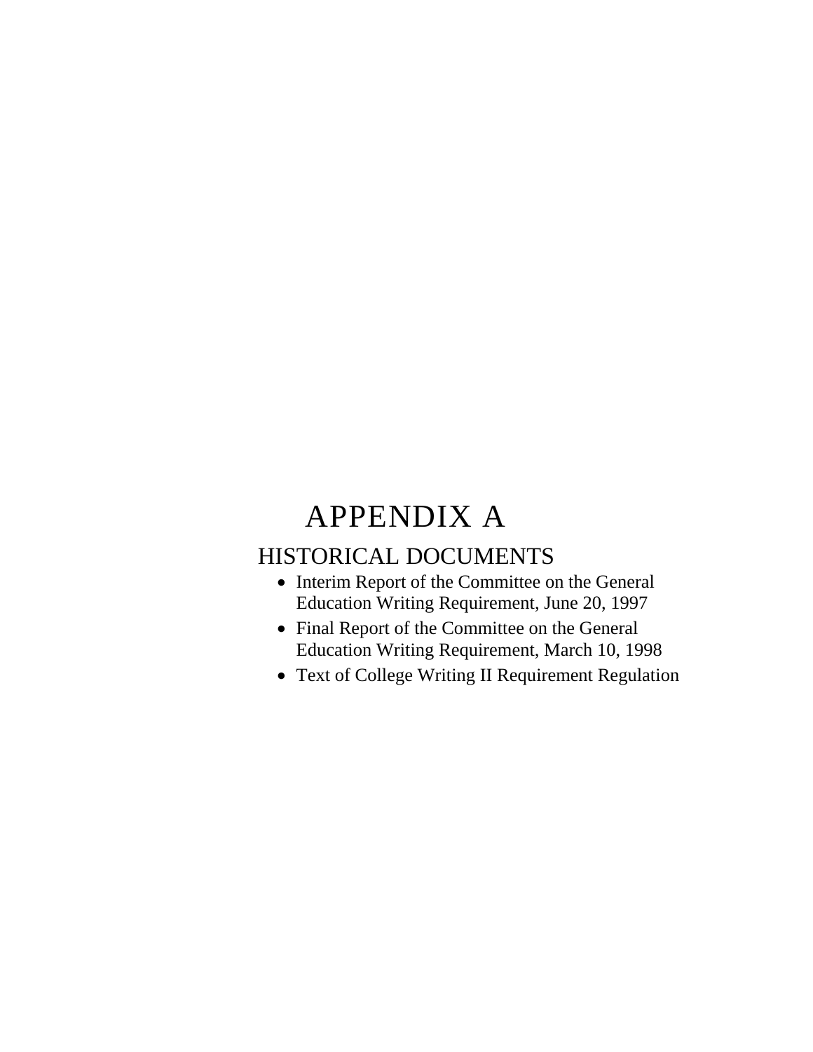# APPENDIX A

## HISTORICAL DOCUMENTS

- Interim Report of the Committee on the General Education Writing Requirement, June 20, 1997
- Final Report of the Committee on the General Education Writing Requirement, March 10, 1998
- Text of College Writing II Requirement Regulation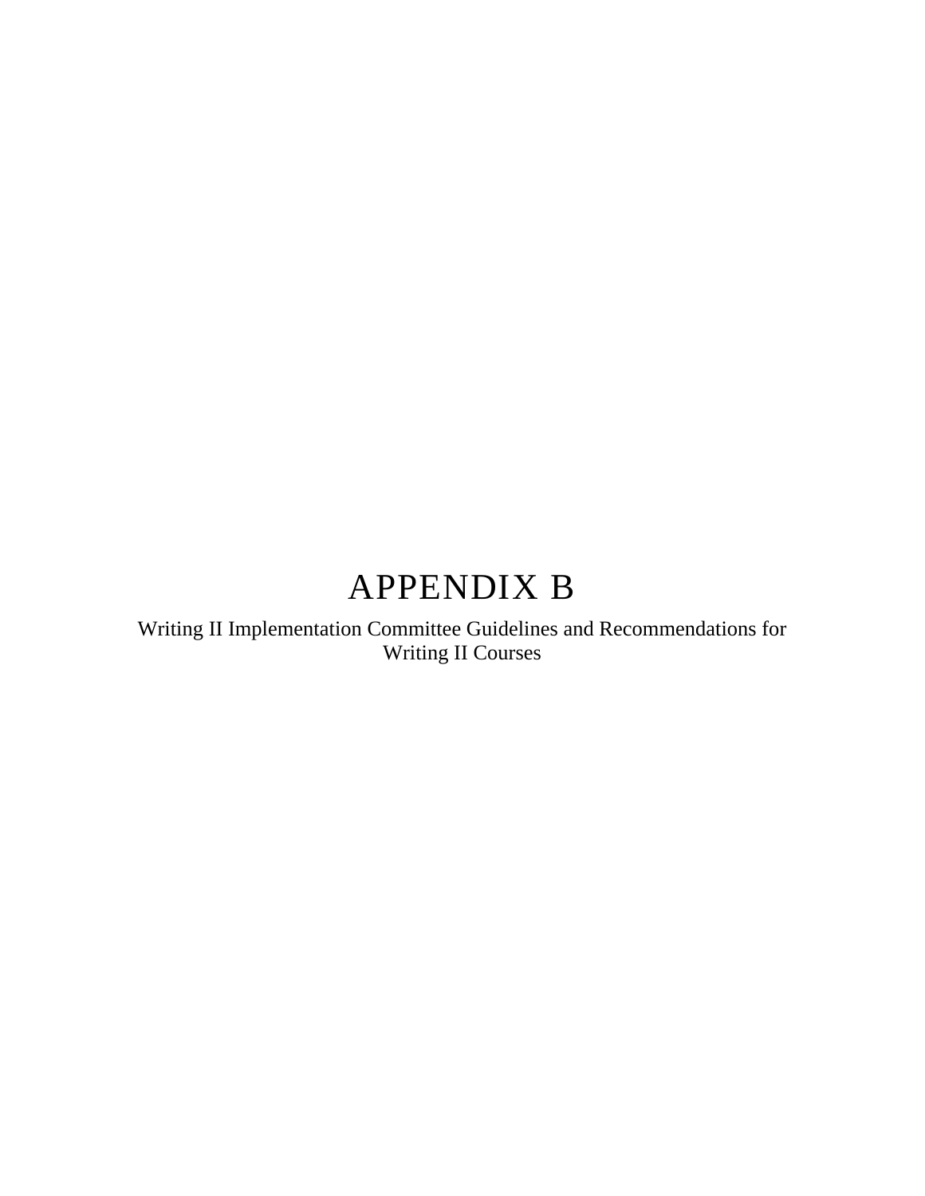# APPENDIX B

Writing II Implementation Committee Guidelines and Recommendations for Writing II Courses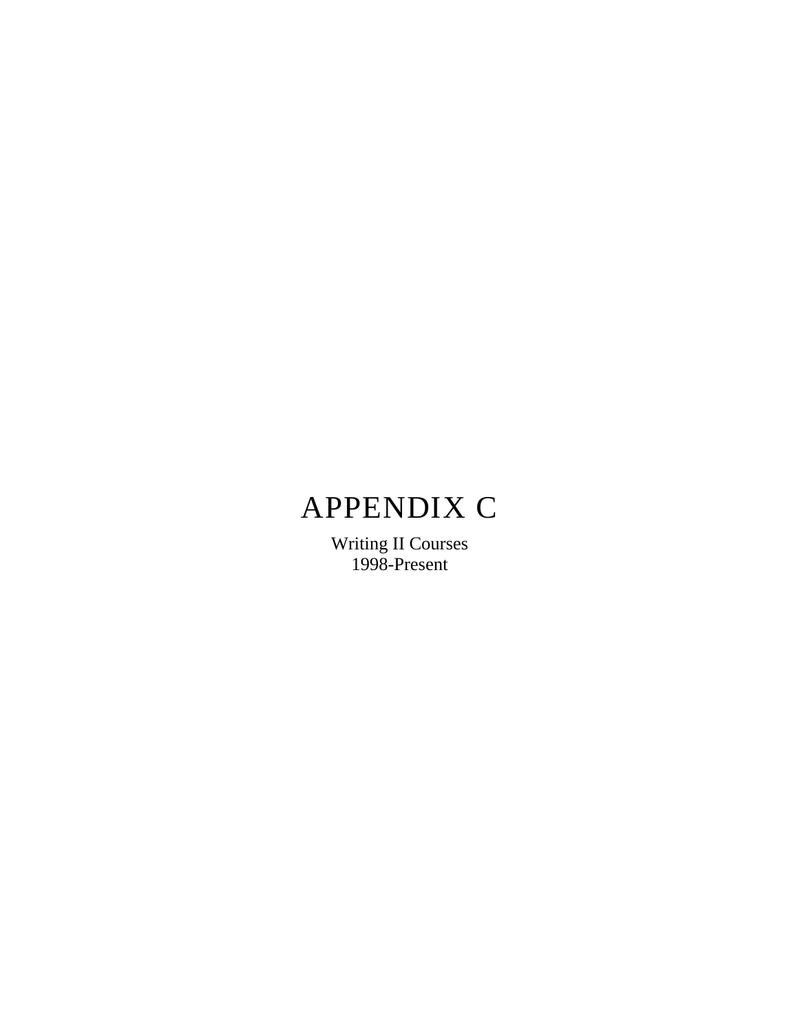# APPENDIX C

Writing II Courses
1998-Present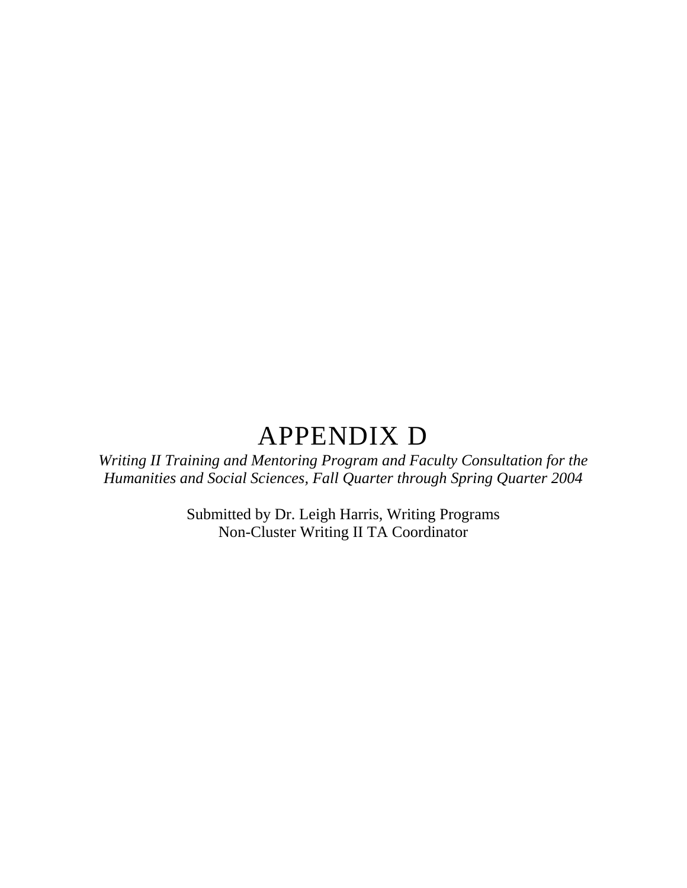# APPENDIX D

*Writing II Training and Mentoring Program and Faculty Consultation for the Humanities and Social Sciences, Fall Quarter through Spring Quarter 2004*

Submitted by Dr. Leigh Harris, Writing Programs
Non-Cluster Writing II TA Coordinator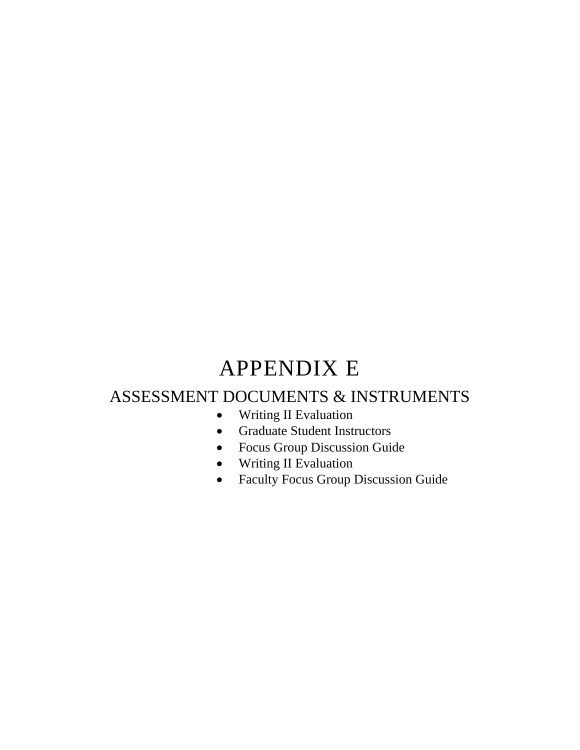# APPENDIX E

## ASSESSMENT DOCUMENTS & INSTRUMENTS

- Writing II Evaluation
- Graduate Student Instructors
- Focus Group Discussion Guide
- Writing II Evaluation
- Faculty Focus Group Discussion Guide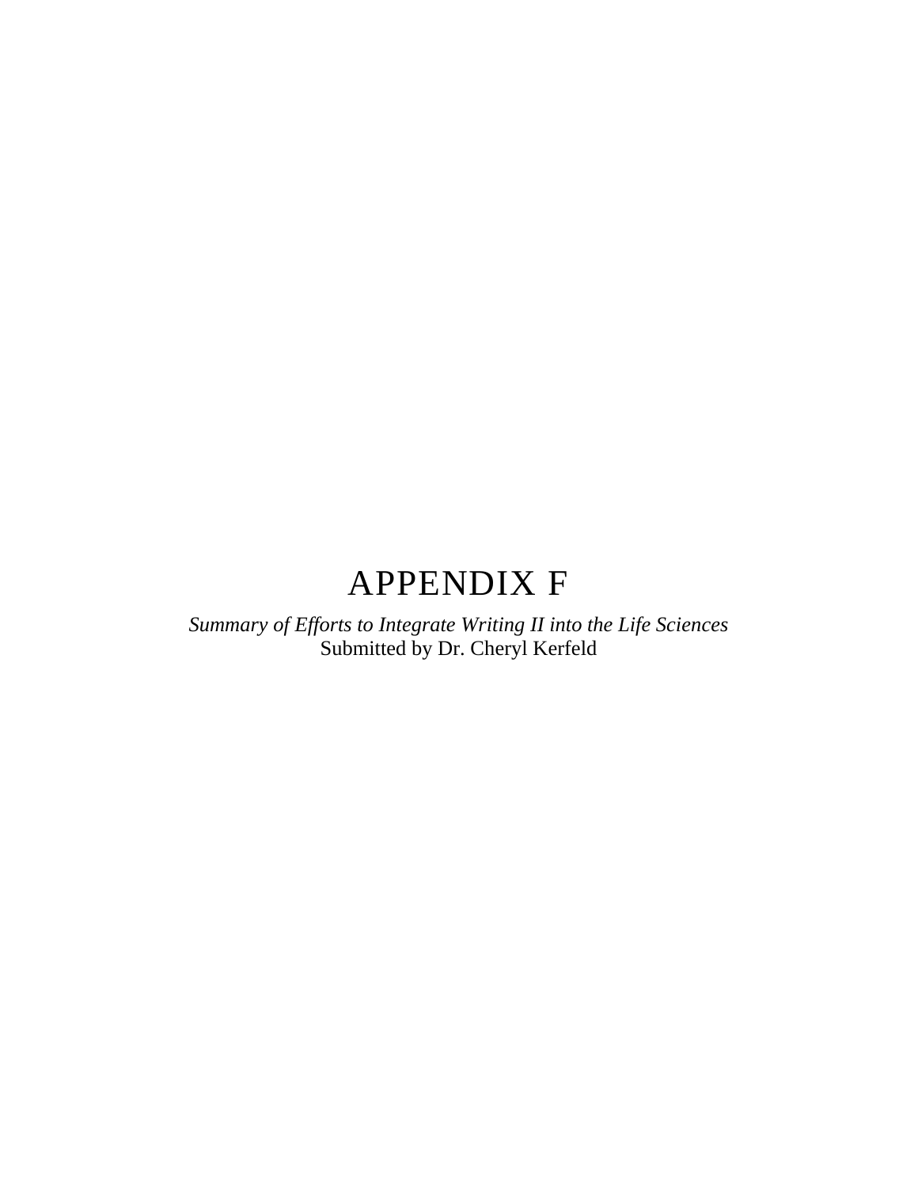# APPENDIX F

*Summary of Efforts to Integrate Writing II into the Life Sciences*
Submitted by Dr. Cheryl Kerfeld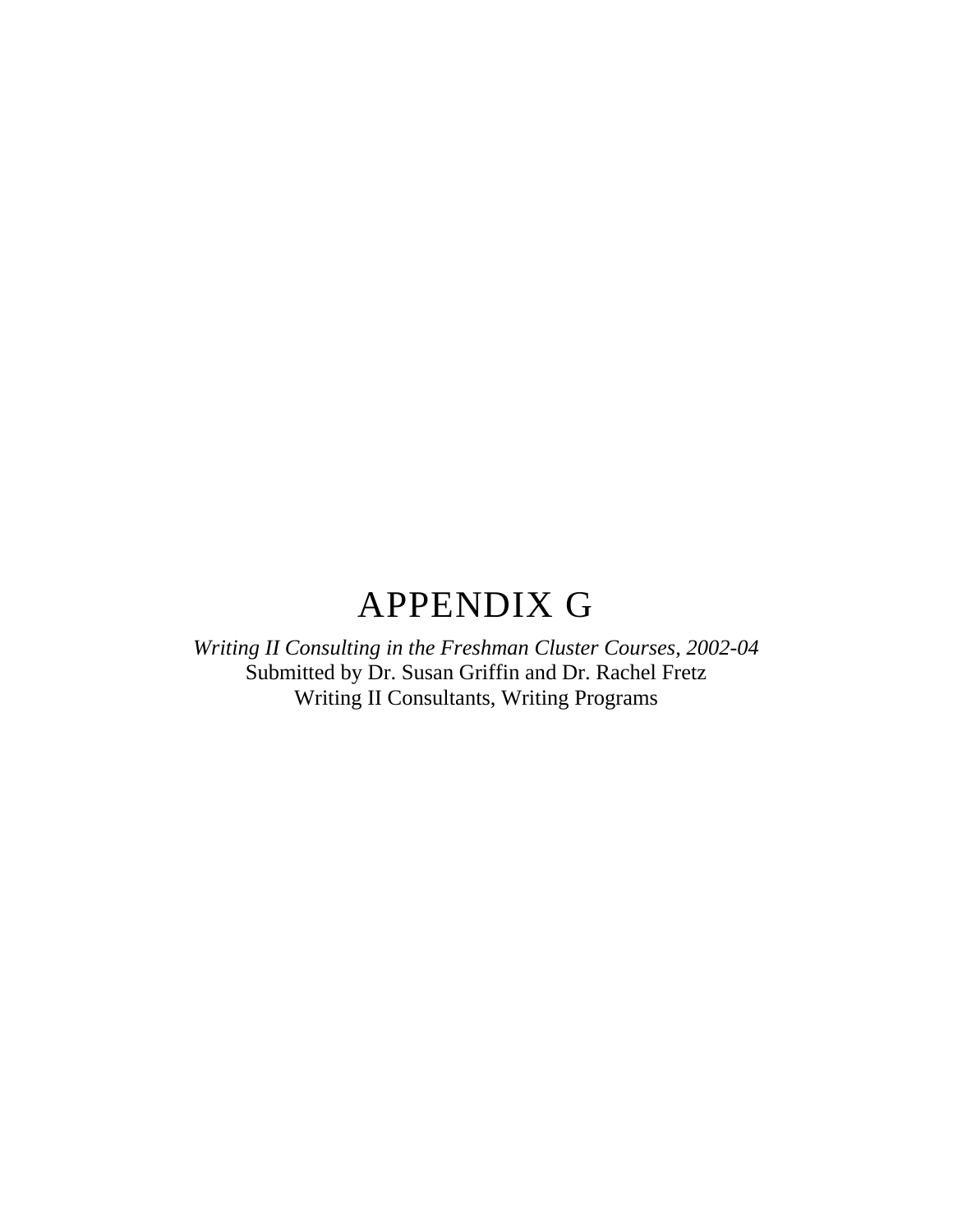# APPENDIX G

*Writing II Consulting in the Freshman Cluster Courses, 2002-04*
Submitted by Dr. Susan Griffin and Dr. Rachel Fretz
Writing II Consultants, Writing Programs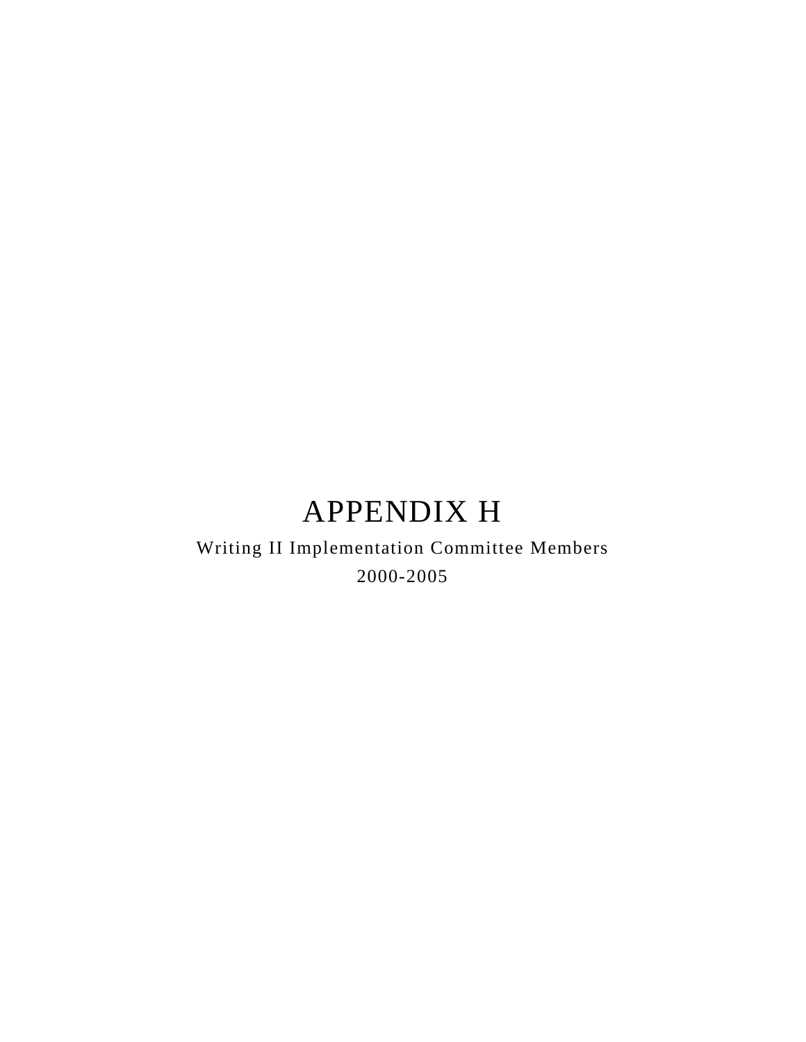# APPENDIX H

Writing II Implementation Committee Members

2000-2005